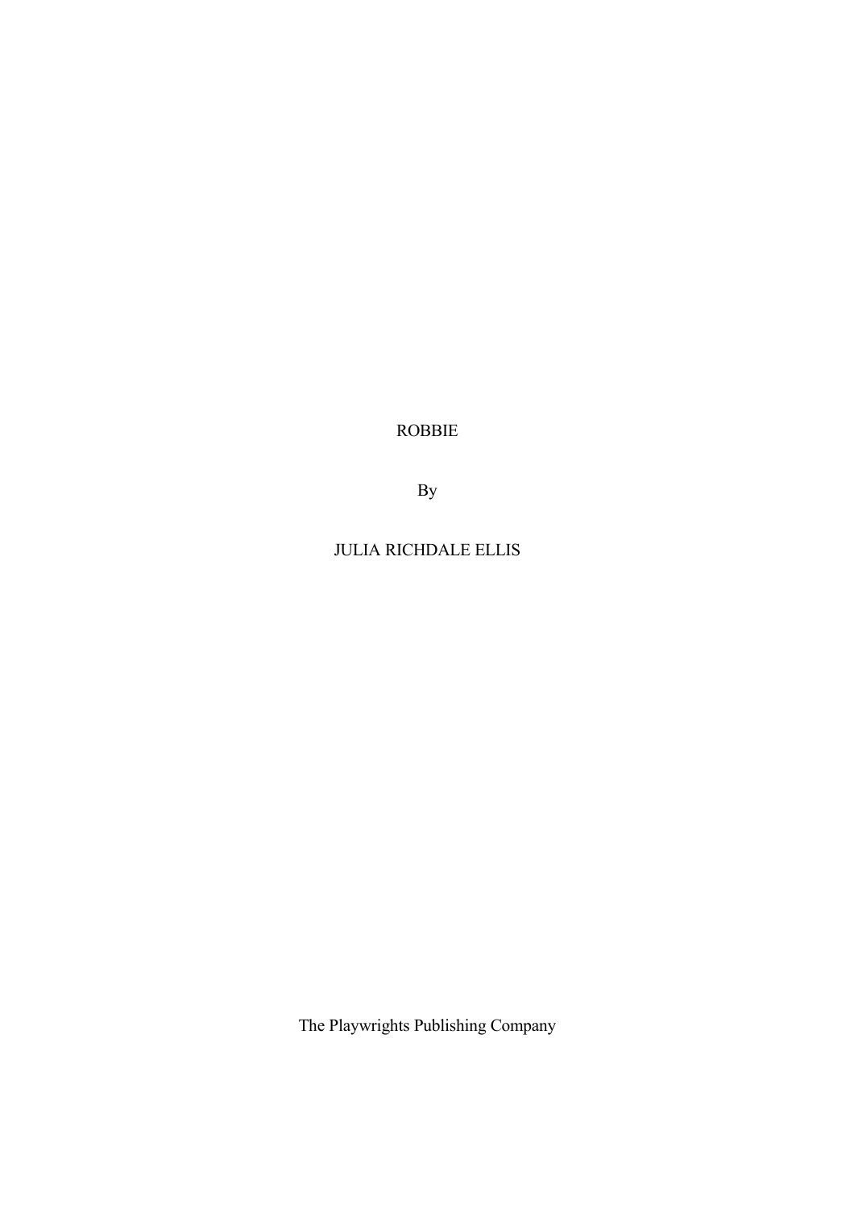# ROBBIE

By

JULIA RICHDALE ELLIS

The Playwrights Publishing Company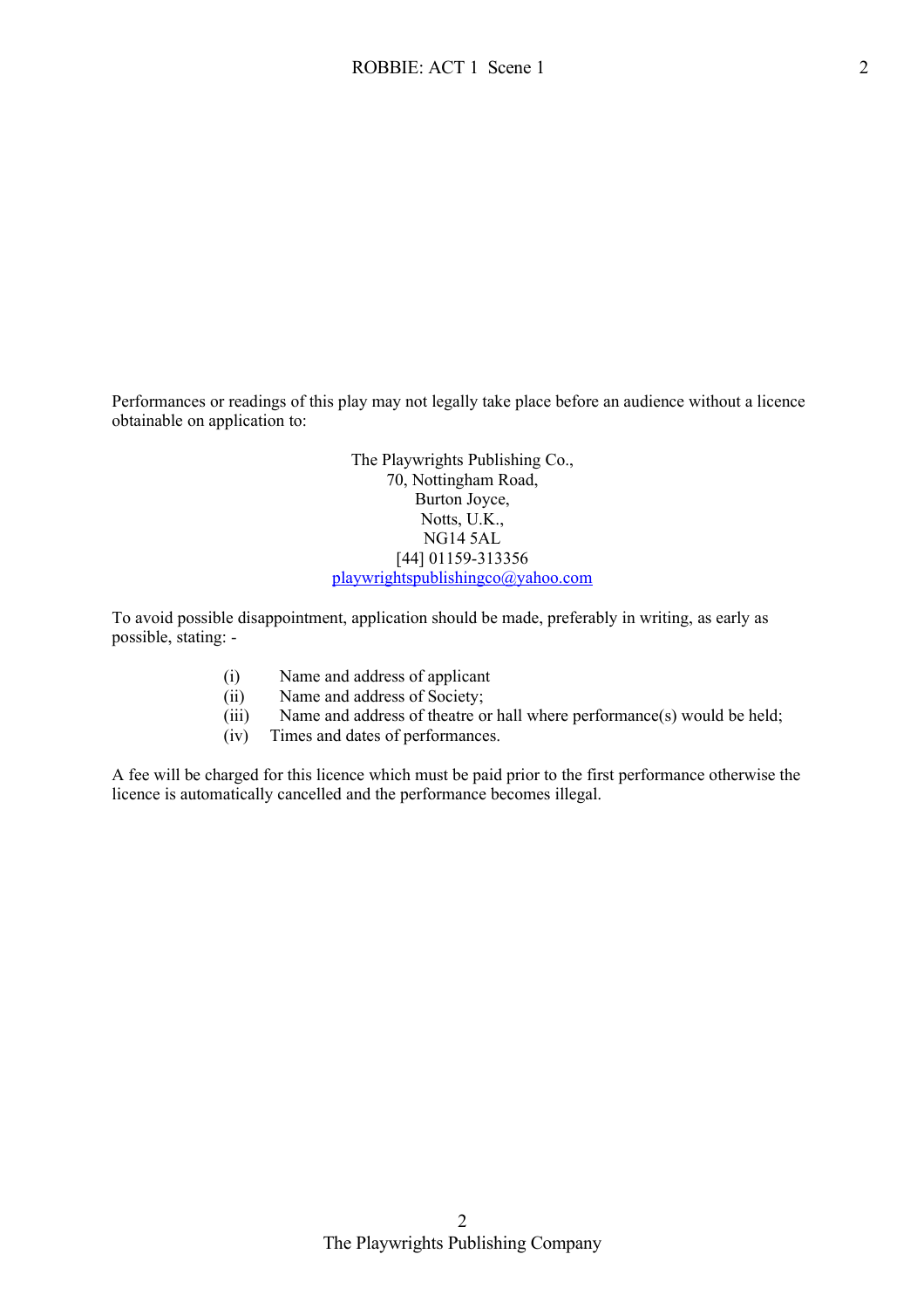Performances or readings of this play may not legally take place before an audience without a licence obtainable on application to:

The Playwrights Publishing Co.,
70, Nottingham Road,
Burton Joyce,
Notts, U.K.,
NG14 5AL
[44] 01159-313356
playwrightspublishingco@yahoo.com

To avoid possible disappointment, application should be made, preferably in writing, as early as possible, stating: -

(i) Name and address of applicant
(ii) Name and address of Society;
(iii) Name and address of theatre or hall where performance(s) would be held;
(iv) Times and dates of performances.

A fee will be charged for this licence which must be paid prior to the first performance otherwise the licence is automatically cancelled and the performance becomes illegal.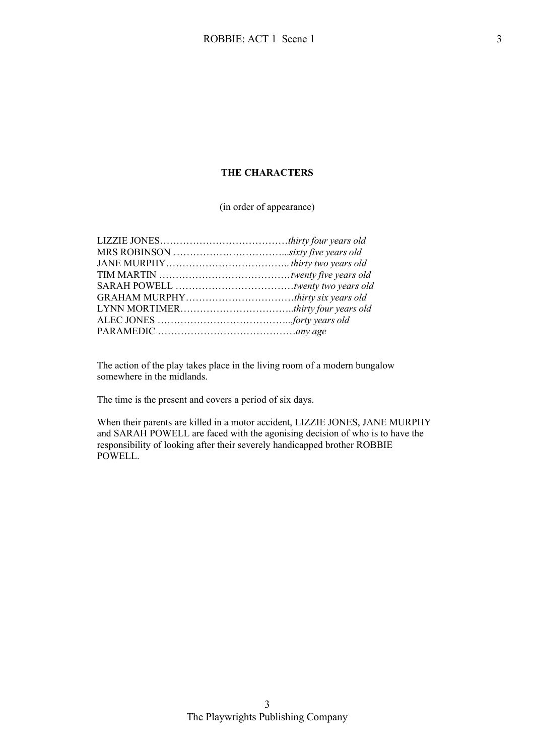**THE CHARACTERS**

(in order of appearance)

LIZZIE JONES…………………………………*thirty four years old*
MRS ROBINSON ……………………………...*sixty five years old*
JANE MURPHY……………………………….. *thirty two years old*
TIM MARTIN ………………………………….*twenty five years old*
SARAH POWELL ………………………………*twenty two years old*
GRAHAM MURPHY……………………………*thirty six years old*
LYNN MORTIMER……………………………..*thirty four years old*
ALEC JONES …………………………………...*forty years old*
PARAMEDIC ……………………………………*any age*

The action of the play takes place in the living room of a modern bungalow somewhere in the midlands.

The time is the present and covers a period of six days.

When their parents are killed in a motor accident, LIZZIE JONES, JANE MURPHY and SARAH POWELL are faced with the agonising decision of who is to have the responsibility of looking after their severely handicapped brother ROBBIE POWELL.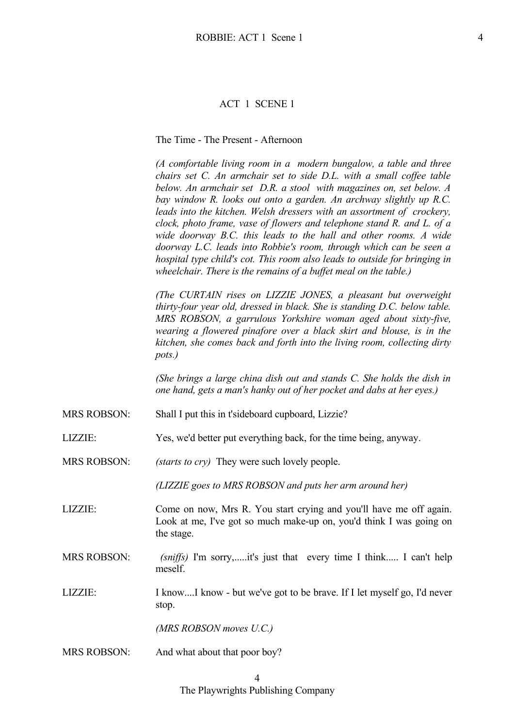## ACT 1 SCENE 1

The Time - The Present - Afternoon

*(A comfortable living room in a modern bungalow, a table and three chairs set C. An armchair set to side D.L. with a small coffee table below. An armchair set D.R. a stool with magazines on, set below. A bay window R. looks out onto a garden. An archway slightly up R.C. leads into the kitchen. Welsh dressers with an assortment of crockery, clock, photo frame, vase of flowers and telephone stand R. and L. of a wide doorway B.C. this leads to the hall and other rooms. A wide doorway L.C. leads into Robbie's room, through which can be seen a hospital type child's cot. This room also leads to outside for bringing in wheelchair. There is the remains of a buffet meal on the table.)*

*(The CURTAIN rises on LIZZIE JONES, a pleasant but overweight thirty-four year old, dressed in black. She is standing D.C. below table. MRS ROBSON, a garrulous Yorkshire woman aged about sixty-five, wearing a flowered pinafore over a black skirt and blouse, is in the kitchen, she comes back and forth into the living room, collecting dirty pots.)*

*(She brings a large china dish out and stands C. She holds the dish in one hand, gets a man's hanky out of her pocket and dabs at her eyes.)*

MRS ROBSON: Shall I put this in t'sideboard cupboard, Lizzie?

LIZZIE: Yes, we'd better put everything back, for the time being, anyway.

MRS ROBSON: *(starts to cry)* They were such lovely people.

*(LIZZIE goes to MRS ROBSON and puts her arm around her)*

LIZZIE: Come on now, Mrs R. You start crying and you'll have me off again. Look at me, I've got so much make-up on, you'd think I was going on the stage.

MRS ROBSON: *(sniffs)* I'm sorry,.....it's just that every time I think..... I can't help meself.

LIZZIE: I know....I know - but we've got to be brave. If I let myself go, I'd never stop.

*(MRS ROBSON moves U.C.)*

MRS ROBSON: And what about that poor boy?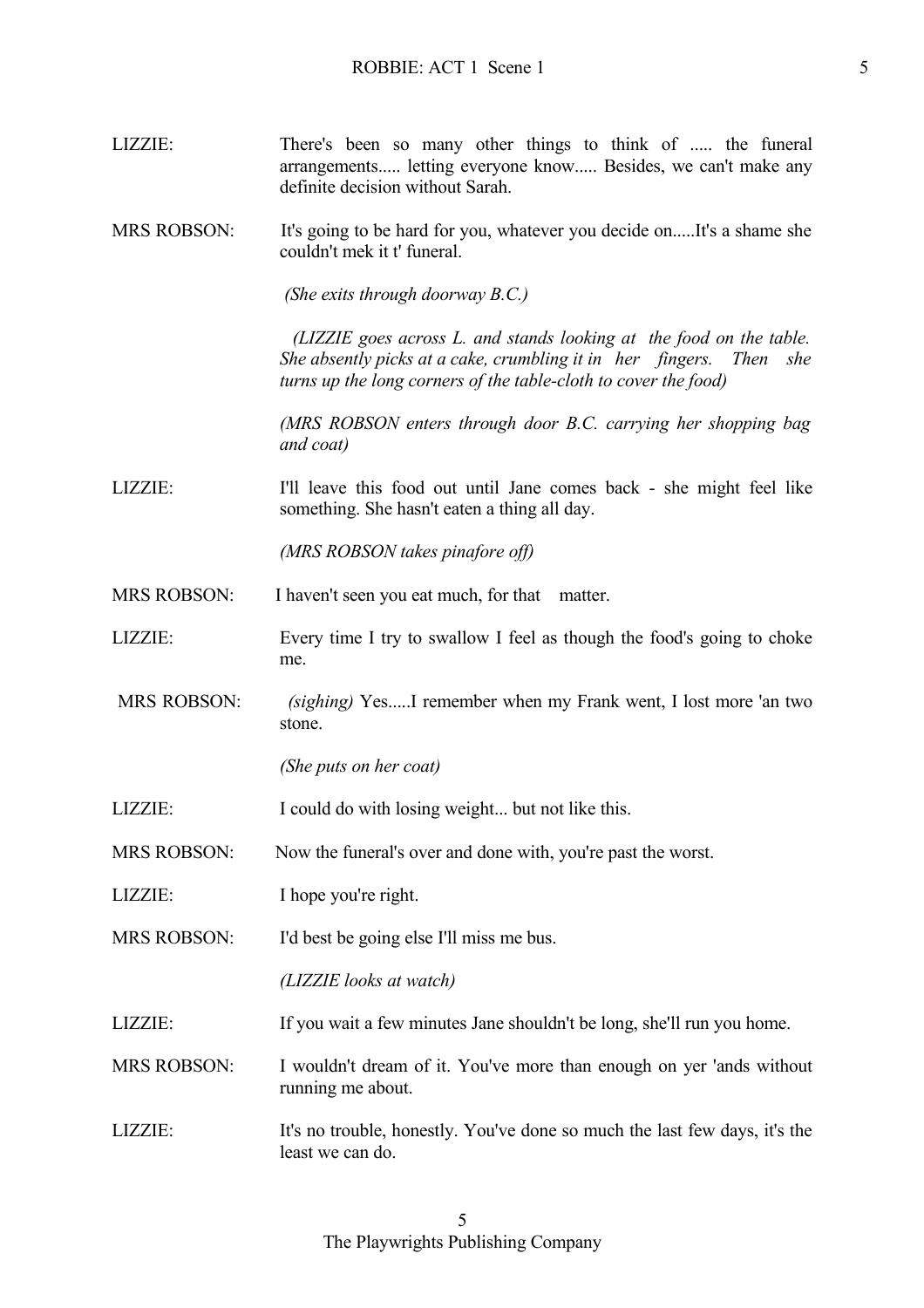LIZZIE: There's been so many other things to think of ..... the funeral arrangements..... letting everyone know..... Besides, we can't make any definite decision without Sarah.

MRS ROBSON: It's going to be hard for you, whatever you decide on.....It's a shame she couldn't mek it t' funeral.

*(She exits through doorway B.C.)*

*(LIZZIE goes across L. and stands looking at the food on the table. She absently picks at a cake, crumbling it in her fingers. Then she turns up the long corners of the table-cloth to cover the food)*

*(MRS ROBSON enters through door B.C. carrying her shopping bag and coat)*

LIZZIE: I'll leave this food out until Jane comes back - she might feel like something. She hasn't eaten a thing all day.

*(MRS ROBSON takes pinafore off)*

MRS ROBSON: I haven't seen you eat much, for that matter.

LIZZIE: Every time I try to swallow I feel as though the food's going to choke me.

MRS ROBSON: *(sighing)* Yes.....I remember when my Frank went, I lost more 'an two stone.

*(She puts on her coat)*

LIZZIE: I could do with losing weight... but not like this.

MRS ROBSON: Now the funeral's over and done with, you're past the worst.

LIZZIE: I hope you're right.

MRS ROBSON: I'd best be going else I'll miss me bus.

*(LIZZIE looks at watch)*

LIZZIE: If you wait a few minutes Jane shouldn't be long, she'll run you home.

MRS ROBSON: I wouldn't dream of it. You've more than enough on yer 'ands without running me about.

LIZZIE: It's no trouble, honestly. You've done so much the last few days, it's the least we can do.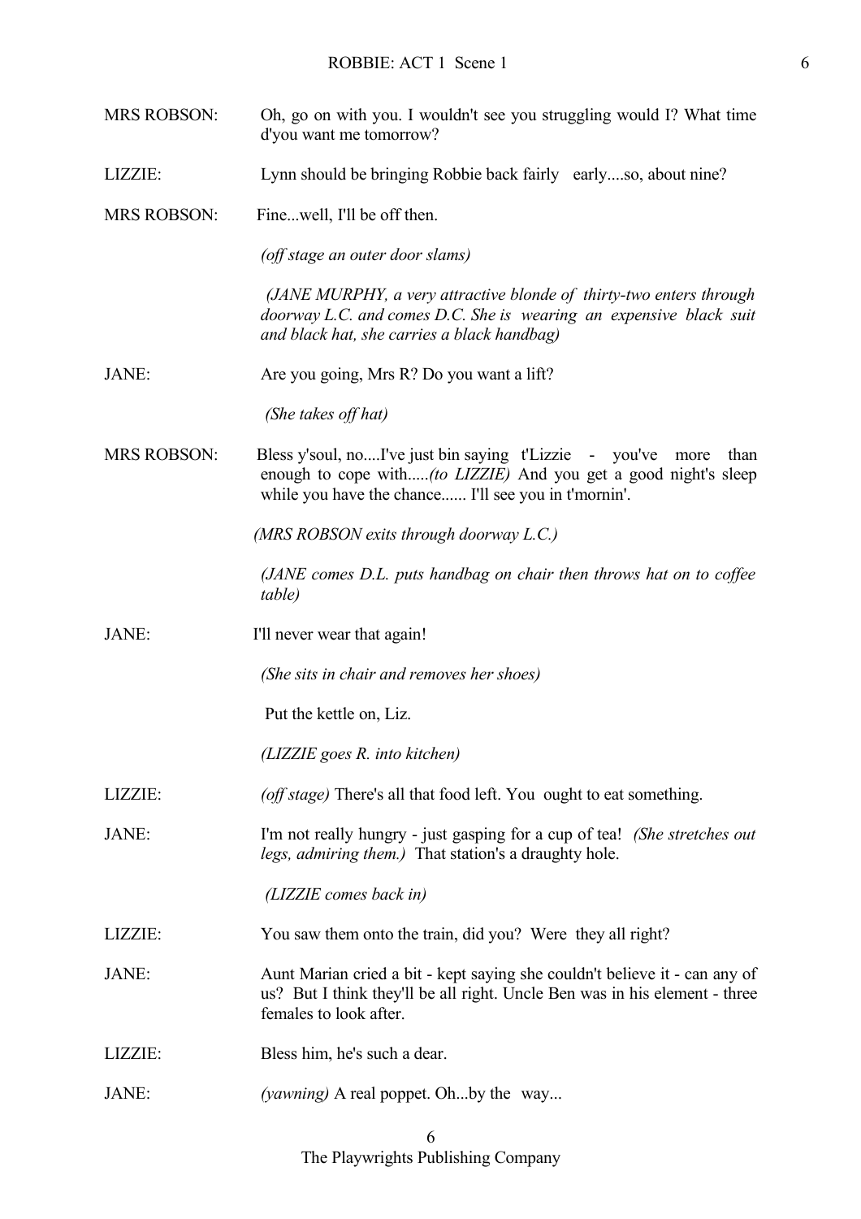MRS ROBSON: Oh, go on with you. I wouldn't see you struggling would I? What time d'you want me tomorrow?

LIZZIE: Lynn should be bringing Robbie back fairly early....so, about nine?

MRS ROBSON: Fine...well, I'll be off then.

*(off stage an outer door slams)*

*(JANE MURPHY, a very attractive blonde of thirty-two enters through doorway L.C. and comes D.C. She is wearing an expensive black suit and black hat, she carries a black handbag)*

JANE: Are you going, Mrs R? Do you want a lift?

*(She takes off hat)*

MRS ROBSON: Bless y'soul, no....I've just bin saying t'Lizzie - you've more than enough to cope with.....*(to LIZZIE)* And you get a good night's sleep while you have the chance...... I'll see you in t'mornin'.

*(MRS ROBSON exits through doorway L.C.)*

*(JANE comes D.L. puts handbag on chair then throws hat on to coffee table)*

JANE: I'll never wear that again!

*(She sits in chair and removes her shoes)*

Put the kettle on, Liz.

*(LIZZIE goes R. into kitchen)*

LIZZIE: *(off stage)* There's all that food left. You ought to eat something.

JANE: I'm not really hungry - just gasping for a cup of tea! *(She stretches out legs, admiring them.)* That station's a draughty hole.

*(LIZZIE comes back in)*

LIZZIE: You saw them onto the train, did you? Were they all right?

JANE: Aunt Marian cried a bit - kept saying she couldn't believe it - can any of us? But I think they'll be all right. Uncle Ben was in his element - three females to look after.

LIZZIE: Bless him, he's such a dear.

JANE: *(yawning)* A real poppet. Oh...by the way...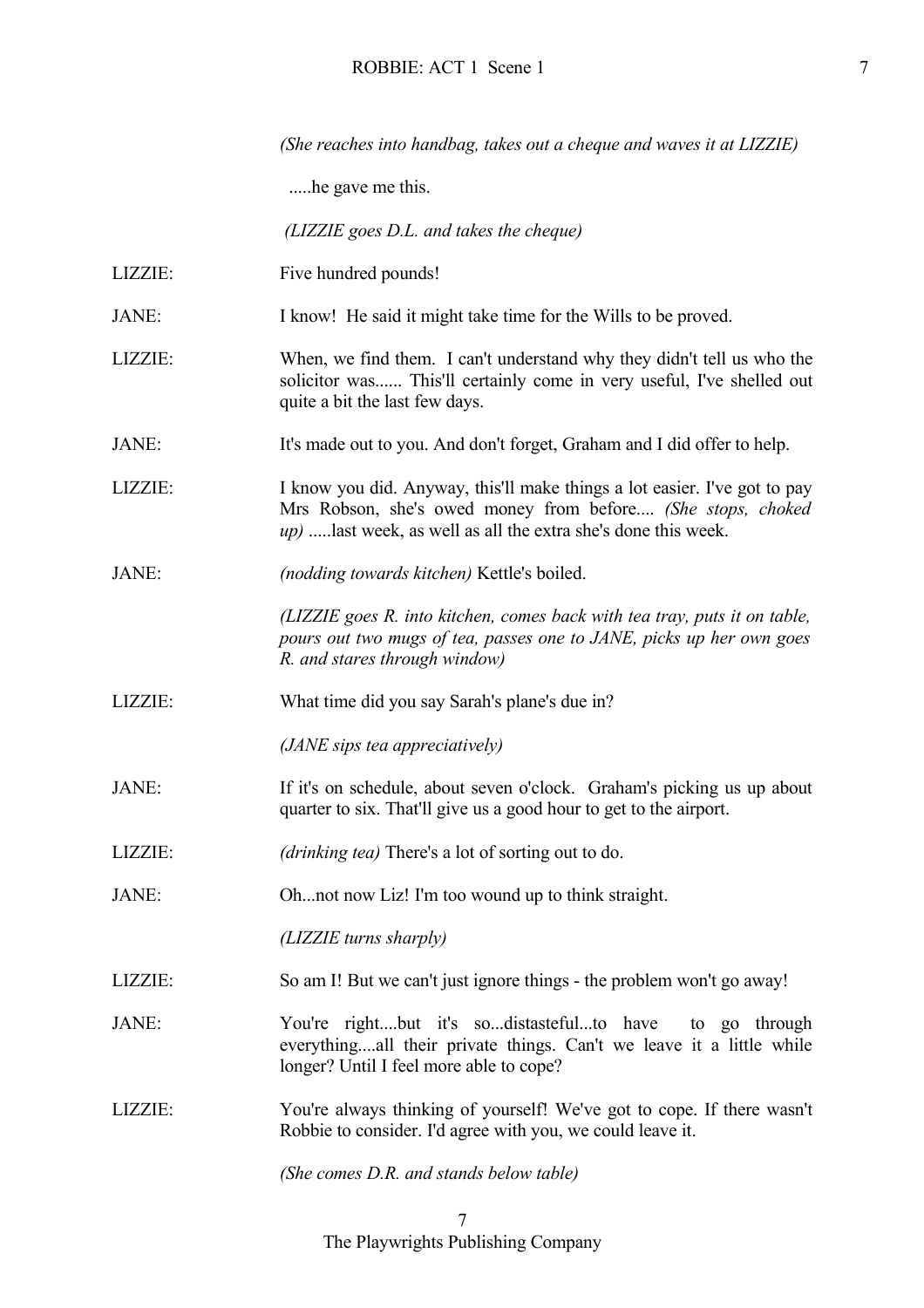*(She reaches into handbag, takes out a cheque and waves it at LIZZIE)*

.....he gave me this.

*(LIZZIE goes D.L. and takes the cheque)*

LIZZIE: Five hundred pounds!

JANE: I know! He said it might take time for the Wills to be proved.

LIZZIE: When, we find them. I can't understand why they didn't tell us who the solicitor was...... This'll certainly come in very useful, I've shelled out quite a bit the last few days.

JANE: It's made out to you. And don't forget, Graham and I did offer to help.

LIZZIE: I know you did. Anyway, this'll make things a lot easier. I've got to pay Mrs Robson, she's owed money from before.... *(She stops, choked up)* .....last week, as well as all the extra she's done this week.

JANE: *(nodding towards kitchen)* Kettle's boiled.

*(LIZZIE goes R. into kitchen, comes back with tea tray, puts it on table, pours out two mugs of tea, passes one to JANE, picks up her own goes R. and stares through window)*

LIZZIE: What time did you say Sarah's plane's due in?

*(JANE sips tea appreciatively)*

JANE: If it's on schedule, about seven o'clock. Graham's picking us up about quarter to six. That'll give us a good hour to get to the airport.

LIZZIE: *(drinking tea)* There's a lot of sorting out to do.

JANE: Oh...not now Liz! I'm too wound up to think straight.

*(LIZZIE turns sharply)*

LIZZIE: So am I! But we can't just ignore things - the problem won't go away!

JANE: You're right....but it's so...distasteful...to have to go through everything....all their private things. Can't we leave it a little while longer? Until I feel more able to cope?

LIZZIE: You're always thinking of yourself! We've got to cope. If there wasn't Robbie to consider. I'd agree with you, we could leave it.

*(She comes D.R. and stands below table)*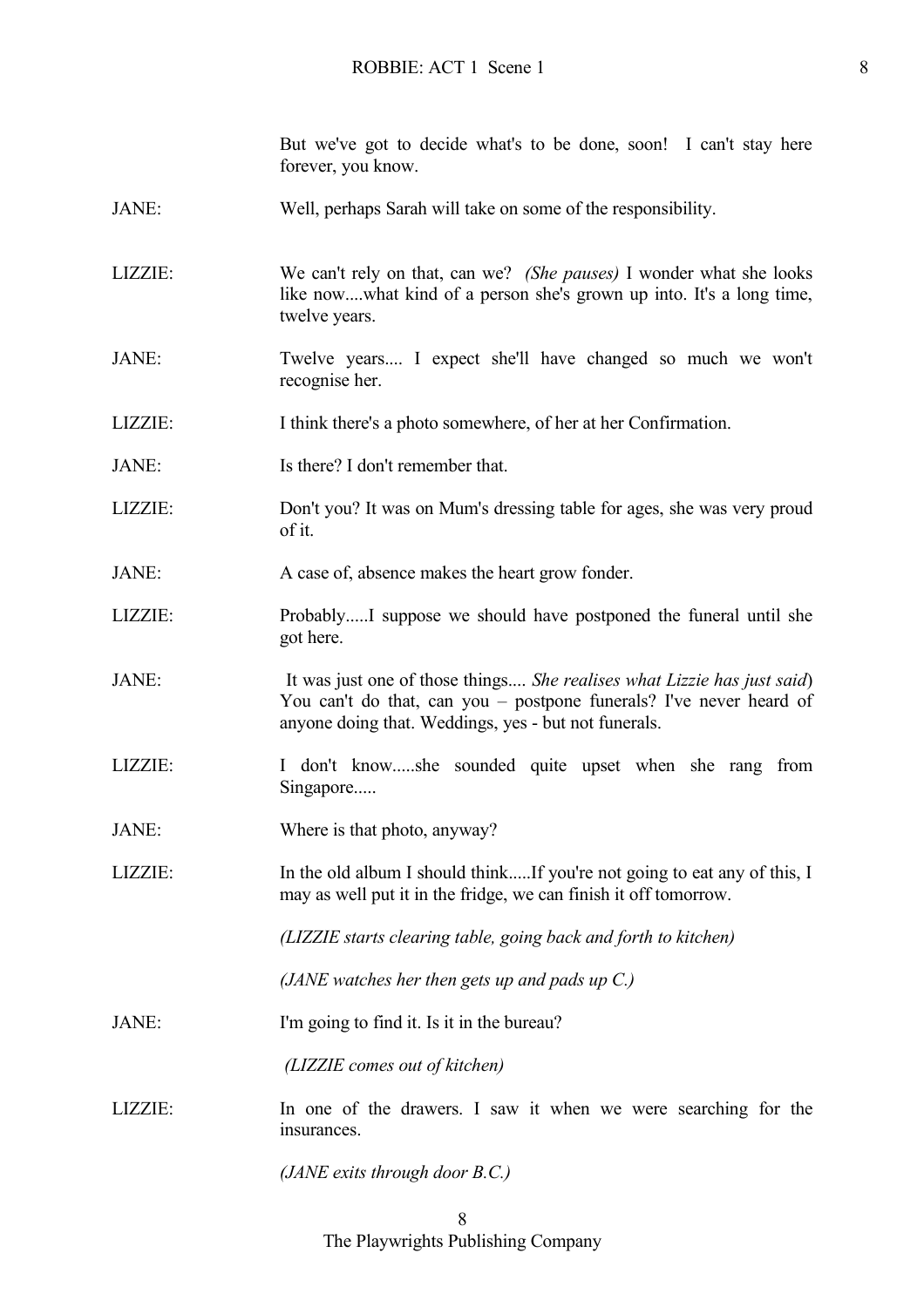But we've got to decide what's to be done, soon! I can't stay here forever, you know.

JANE: Well, perhaps Sarah will take on some of the responsibility.

LIZZIE: We can't rely on that, can we? *(She pauses)* I wonder what she looks like now....what kind of a person she's grown up into. It's a long time, twelve years.

JANE: Twelve years.... I expect she'll have changed so much we won't recognise her.

LIZZIE: I think there's a photo somewhere, of her at her Confirmation.

JANE: Is there? I don't remember that.

LIZZIE: Don't you? It was on Mum's dressing table for ages, she was very proud of it.

JANE: A case of, absence makes the heart grow fonder.

LIZZIE: Probably.....I suppose we should have postponed the funeral until she got here.

JANE: It was just one of those things.... *She realises what Lizzie has just said*) You can't do that, can you – postpone funerals? I've never heard of anyone doing that. Weddings, yes - but not funerals.

LIZZIE: I don't know.....she sounded quite upset when she rang from Singapore.....

JANE: Where is that photo, anyway?

LIZZIE: In the old album I should think.....If you're not going to eat any of this, I may as well put it in the fridge, we can finish it off tomorrow.

*(LIZZIE starts clearing table, going back and forth to kitchen)*

*(JANE watches her then gets up and pads up C.)*

JANE: I'm going to find it. Is it in the bureau?

*(LIZZIE comes out of kitchen)*

LIZZIE: In one of the drawers. I saw it when we were searching for the insurances.

*(JANE exits through door B.C.)*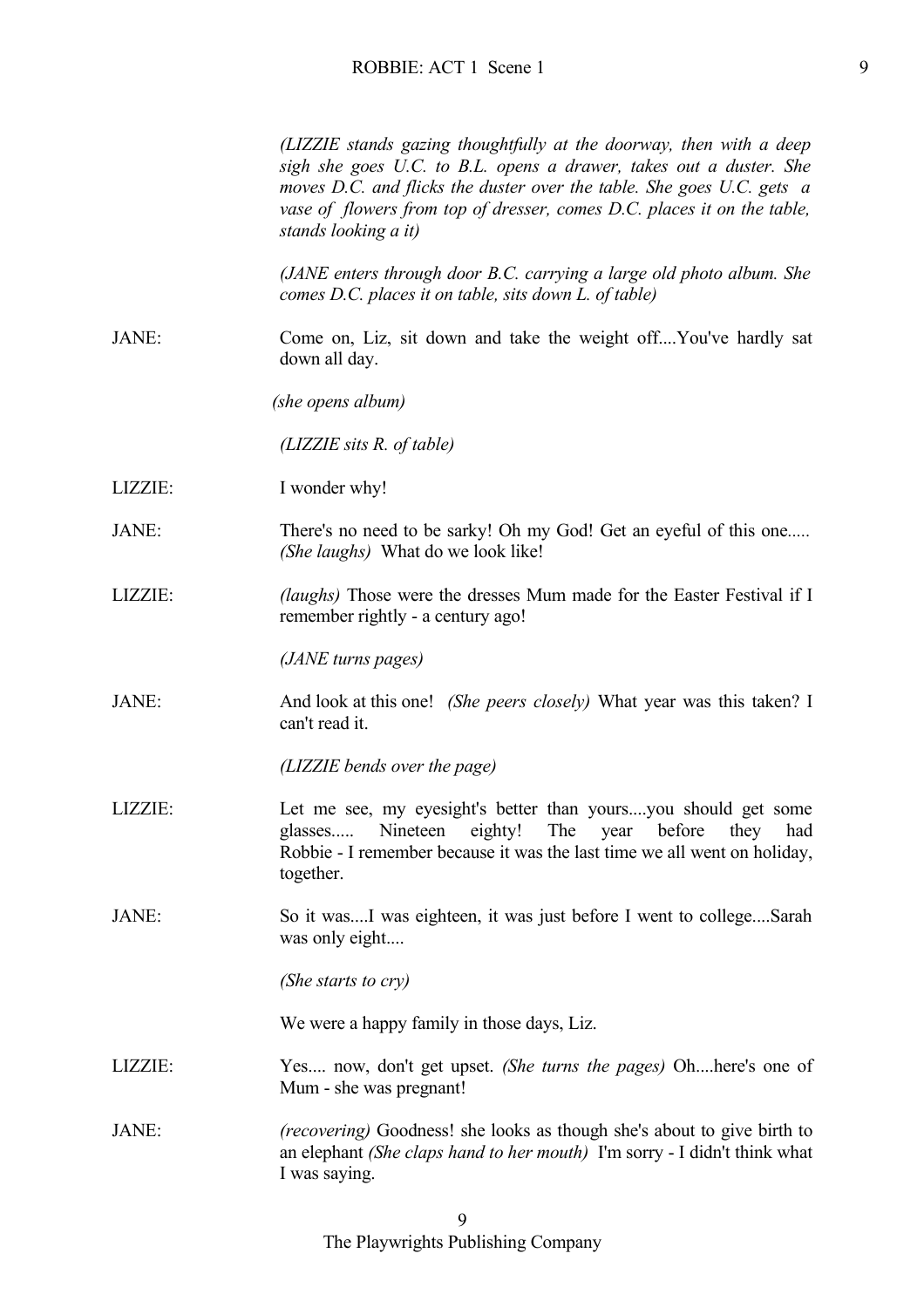*(LIZZIE stands gazing thoughtfully at the doorway, then with a deep sigh she goes U.C. to B.L. opens a drawer, takes out a duster. She moves D.C. and flicks the duster over the table. She goes U.C. gets a vase of flowers from top of dresser, comes D.C. places it on the table, stands looking a it)*

*(JANE enters through door B.C. carrying a large old photo album. She comes D.C. places it on table, sits down L. of table)*

JANE: Come on, Liz, sit down and take the weight off....You've hardly sat down all day.

*(she opens album)*

*(LIZZIE sits R. of table)*

LIZZIE: I wonder why!

JANE: There's no need to be sarky! Oh my God! Get an eyeful of this one..... *(She laughs)* What do we look like!

LIZZIE: *(laughs)* Those were the dresses Mum made for the Easter Festival if I remember rightly - a century ago!

*(JANE turns pages)*

JANE: And look at this one! *(She peers closely)* What year was this taken? I can't read it.

*(LIZZIE bends over the page)*

LIZZIE: Let me see, my eyesight's better than yours....you should get some glasses..... Nineteen eighty! The year before they had Robbie - I remember because it was the last time we all went on holiday, together.

JANE: So it was....I was eighteen, it was just before I went to college....Sarah was only eight....

*(She starts to cry)*

We were a happy family in those days, Liz.

LIZZIE: Yes.... now, don't get upset. *(She turns the pages)* Oh....here's one of Mum - she was pregnant!

JANE: *(recovering)* Goodness! she looks as though she's about to give birth to an elephant *(She claps hand to her mouth)* I'm sorry - I didn't think what I was saying.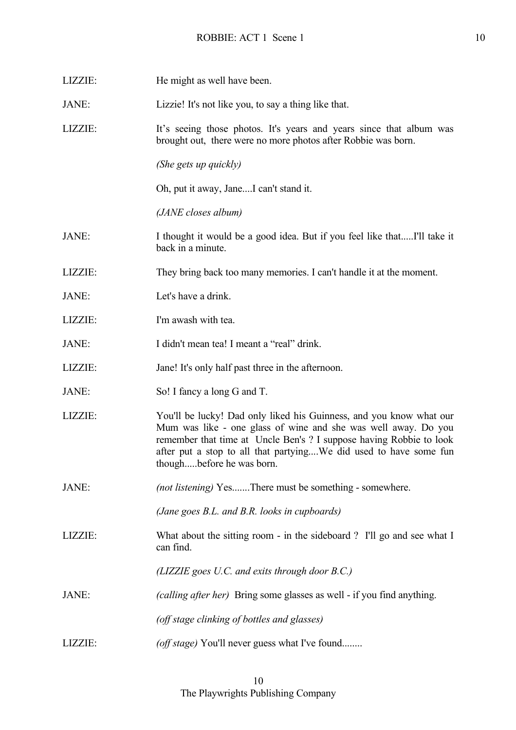LIZZIE: He might as well have been.

JANE: Lizzie! It's not like you, to say a thing like that.

LIZZIE: It's seeing those photos. It's years and years since that album was brought out, there were no more photos after Robbie was born.

*(She gets up quickly)*

Oh, put it away, Jane....I can't stand it.

*(JANE closes album)*

JANE: I thought it would be a good idea. But if you feel like that.....I'll take it back in a minute.

LIZZIE: They bring back too many memories. I can't handle it at the moment.

JANE: Let's have a drink.

LIZZIE: I'm awash with tea.

JANE: I didn't mean tea! I meant a "real" drink.

LIZZIE: Jane! It's only half past three in the afternoon.

JANE: So! I fancy a long G and T.

LIZZIE: You'll be lucky! Dad only liked his Guinness, and you know what our Mum was like - one glass of wine and she was well away. Do you remember that time at Uncle Ben's ? I suppose having Robbie to look after put a stop to all that partying....We did used to have some fun though.....before he was born.

JANE: *(not listening)* Yes.......There must be something - somewhere.

*(Jane goes B.L. and B.R. looks in cupboards)*

LIZZIE: What about the sitting room - in the sideboard ? I'll go and see what I can find.

*(LIZZIE goes U.C. and exits through door B.C.)*

JANE: *(calling after her)* Bring some glasses as well - if you find anything.

*(off stage clinking of bottles and glasses)*

LIZZIE: *(off stage)* You'll never guess what I've found........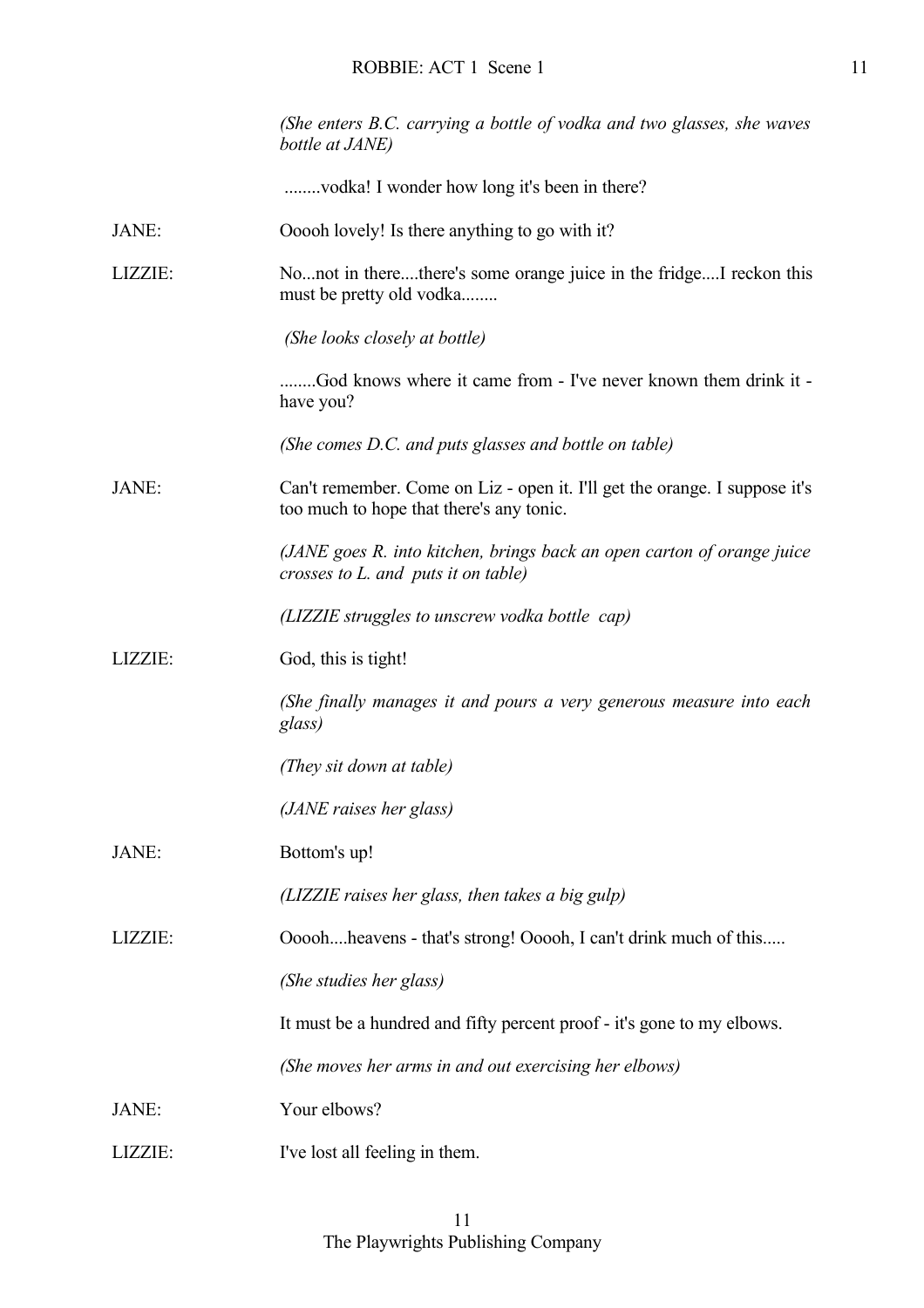*(She enters B.C. carrying a bottle of vodka and two glasses, she waves bottle at JANE)*

........vodka! I wonder how long it's been in there?

JANE: Ooooh lovely! Is there anything to go with it?

LIZZIE: No...not in there....there's some orange juice in the fridge....I reckon this must be pretty old vodka........

*(She looks closely at bottle)*

........God knows where it came from - I've never known them drink it - have you?

*(She comes D.C. and puts glasses and bottle on table)*

JANE: Can't remember. Come on Liz - open it. I'll get the orange. I suppose it's too much to hope that there's any tonic.

*(JANE goes R. into kitchen, brings back an open carton of orange juice crosses to L. and puts it on table)*

*(LIZZIE struggles to unscrew vodka bottle cap)*

LIZZIE: God, this is tight!

*(She finally manages it and pours a very generous measure into each glass)*

*(They sit down at table)*

*(JANE raises her glass)*

JANE: Bottom's up!

*(LIZZIE raises her glass, then takes a big gulp)*

LIZZIE: Ooooh....heavens - that's strong! Ooooh, I can't drink much of this.....

*(She studies her glass)*

It must be a hundred and fifty percent proof - it's gone to my elbows.

*(She moves her arms in and out exercising her elbows)*

JANE: Your elbows?

LIZZIE: I've lost all feeling in them.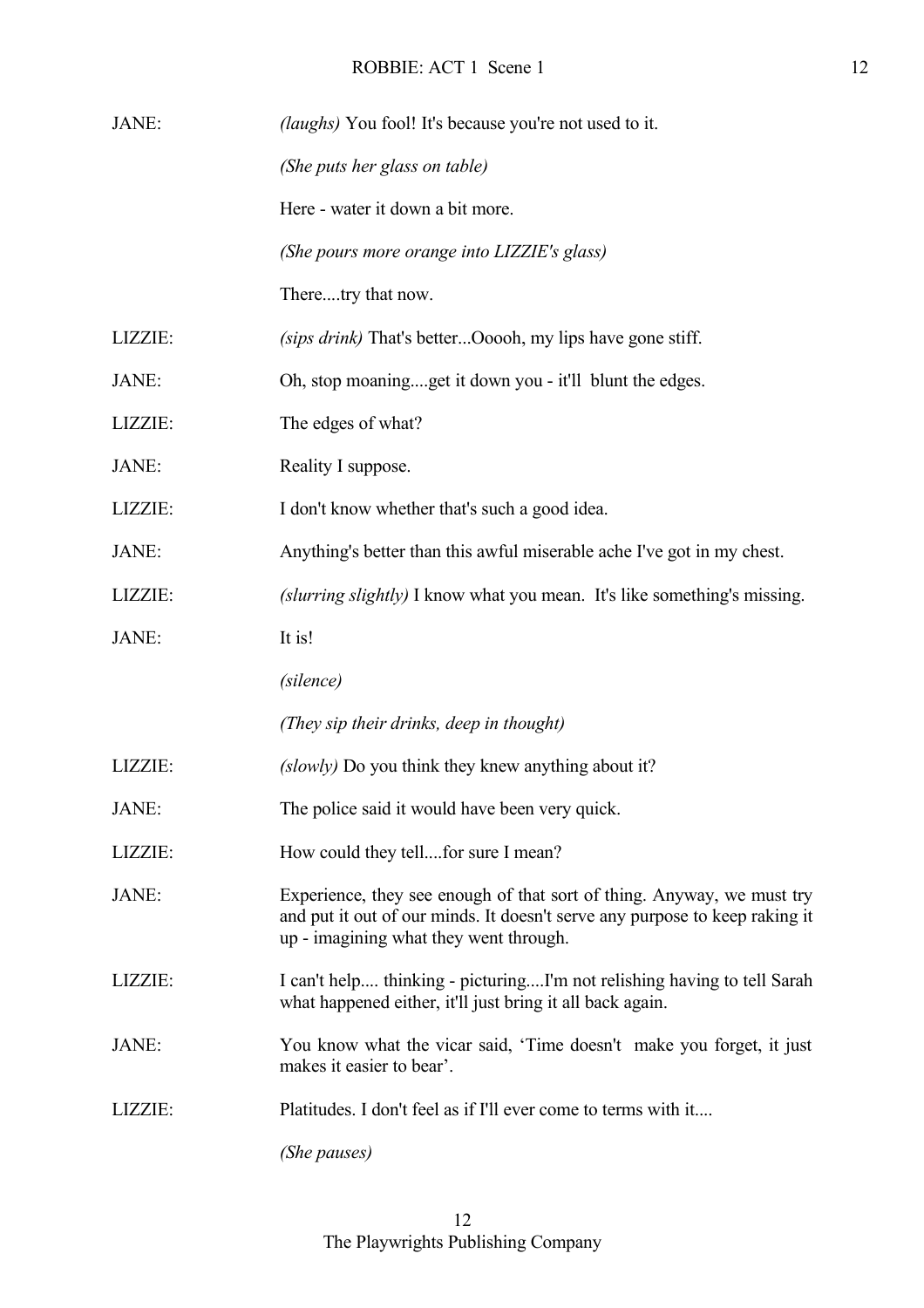JANE: *(laughs)* You fool! It's because you're not used to it.

*(She puts her glass on table)*

Here - water it down a bit more.

*(She pours more orange into LIZZIE's glass)*

There....try that now.

LIZZIE: *(sips drink)* That's better...Ooooh, my lips have gone stiff.

JANE: Oh, stop moaning....get it down you - it'll blunt the edges.

LIZZIE: The edges of what?

JANE: Reality I suppose.

LIZZIE: I don't know whether that's such a good idea.

JANE: Anything's better than this awful miserable ache I've got in my chest.

LIZZIE: *(slurring slightly)* I know what you mean. It's like something's missing.

JANE: It is!

*(silence)*

*(They sip their drinks, deep in thought)*

LIZZIE: *(slowly)* Do you think they knew anything about it?

JANE: The police said it would have been very quick.

LIZZIE: How could they tell....for sure I mean?

JANE: Experience, they see enough of that sort of thing. Anyway, we must try and put it out of our minds. It doesn't serve any purpose to keep raking it up - imagining what they went through.

LIZZIE: I can't help.... thinking - picturing....I'm not relishing having to tell Sarah what happened either, it'll just bring it all back again.

JANE: You know what the vicar said, 'Time doesn't make you forget, it just makes it easier to bear'.

LIZZIE: Platitudes. I don't feel as if I'll ever come to terms with it....

*(She pauses)*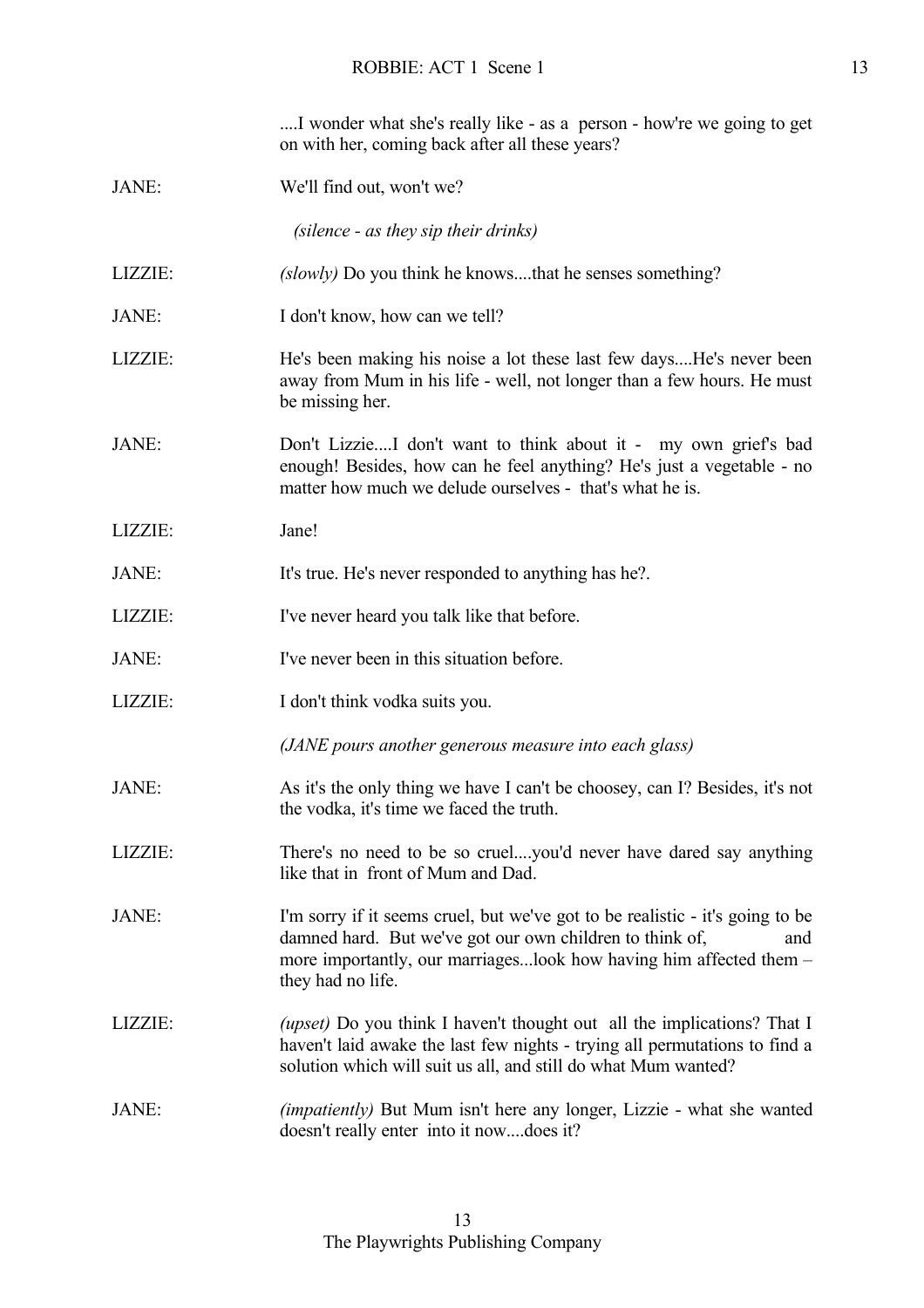....I wonder what she's really like - as a person - how're we going to get on with her, coming back after all these years?

JANE: We'll find out, won't we?

*(silence - as they sip their drinks)*

LIZZIE: *(slowly)* Do you think he knows....that he senses something?

JANE: I don't know, how can we tell?

LIZZIE: He's been making his noise a lot these last few days....He's never been away from Mum in his life - well, not longer than a few hours. He must be missing her.

JANE: Don't Lizzie....I don't want to think about it - my own grief's bad enough! Besides, how can he feel anything? He's just a vegetable - no matter how much we delude ourselves - that's what he is.

LIZZIE: Jane!

JANE: It's true. He's never responded to anything has he?.

LIZZIE: I've never heard you talk like that before.

JANE: I've never been in this situation before.

LIZZIE: I don't think vodka suits you.

*(JANE pours another generous measure into each glass)*

JANE: As it's the only thing we have I can't be choosey, can I? Besides, it's not the vodka, it's time we faced the truth.

LIZZIE: There's no need to be so cruel....you'd never have dared say anything like that in front of Mum and Dad.

JANE: I'm sorry if it seems cruel, but we've got to be realistic - it's going to be damned hard. But we've got our own children to think of, and more importantly, our marriages...look how having him affected them – they had no life.

LIZZIE: *(upset)* Do you think I haven't thought out all the implications? That I haven't laid awake the last few nights - trying all permutations to find a solution which will suit us all, and still do what Mum wanted?

JANE: *(impatiently)* But Mum isn't here any longer, Lizzie - what she wanted doesn't really enter into it now....does it?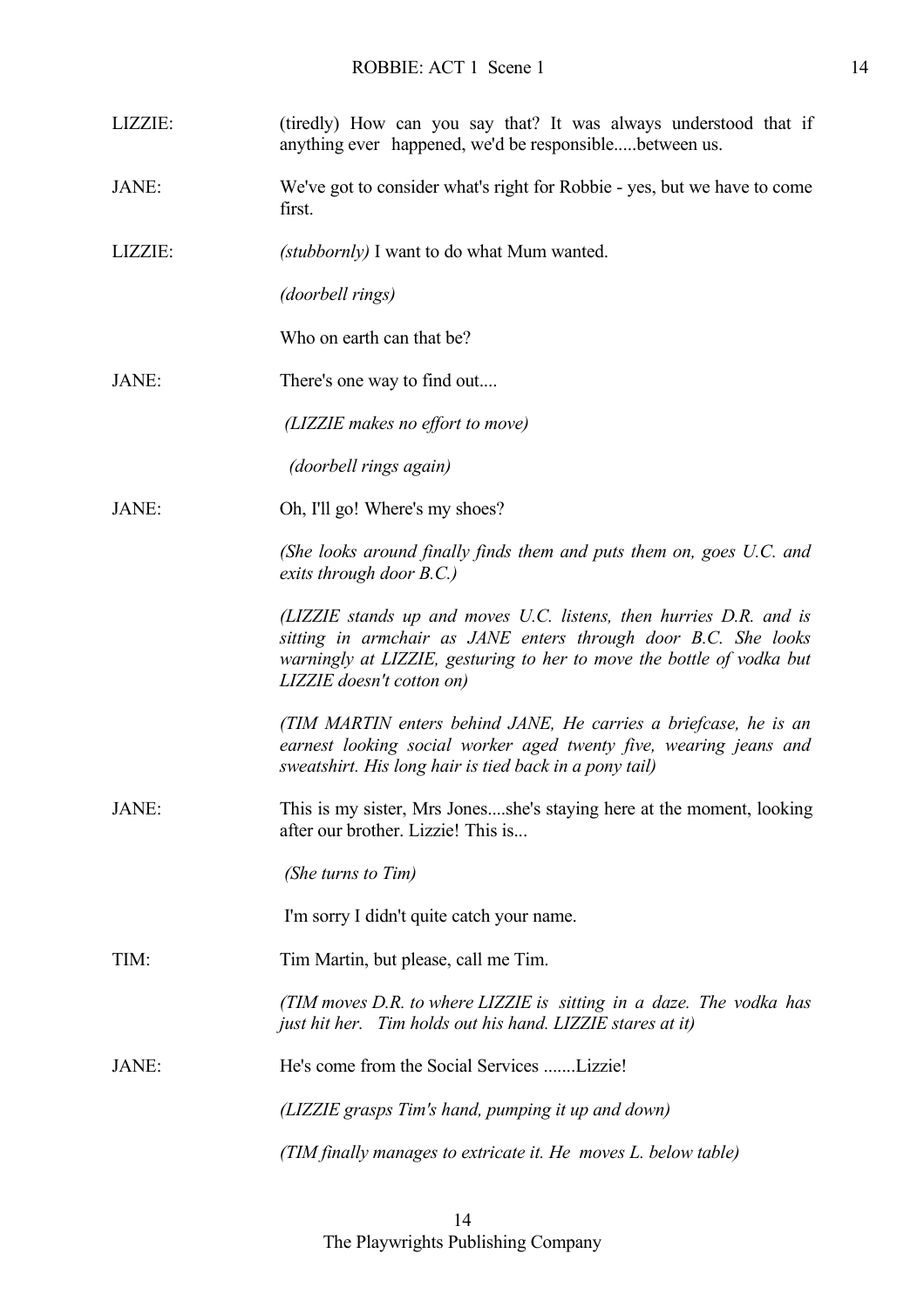LIZZIE: (tiredly) How can you say that? It was always understood that if anything ever happened, we'd be responsible.....between us.

JANE: We've got to consider what's right for Robbie - yes, but we have to come first.

LIZZIE: *(stubbornly)* I want to do what Mum wanted.

*(doorbell rings)*

Who on earth can that be?

JANE: There's one way to find out....

*(LIZZIE makes no effort to move)*

*(doorbell rings again)*

JANE: Oh, I'll go! Where's my shoes?

*(She looks around finally finds them and puts them on, goes U.C. and exits through door B.C.)*

*(LIZZIE stands up and moves U.C. listens, then hurries D.R. and is sitting in armchair as JANE enters through door B.C. She looks warningly at LIZZIE, gesturing to her to move the bottle of vodka but LIZZIE doesn't cotton on)*

*(TIM MARTIN enters behind JANE, He carries a briefcase, he is an earnest looking social worker aged twenty five, wearing jeans and sweatshirt. His long hair is tied back in a pony tail)*

JANE: This is my sister, Mrs Jones....she's staying here at the moment, looking after our brother. Lizzie! This is...

*(She turns to Tim)*

I'm sorry I didn't quite catch your name.

TIM: Tim Martin, but please, call me Tim.

*(TIM moves D.R. to where LIZZIE is sitting in a daze. The vodka has just hit her. Tim holds out his hand. LIZZIE stares at it)*

JANE: He's come from the Social Services .......Lizzie!

*(LIZZIE grasps Tim's hand, pumping it up and down)*

*(TIM finally manages to extricate it. He moves L. below table)*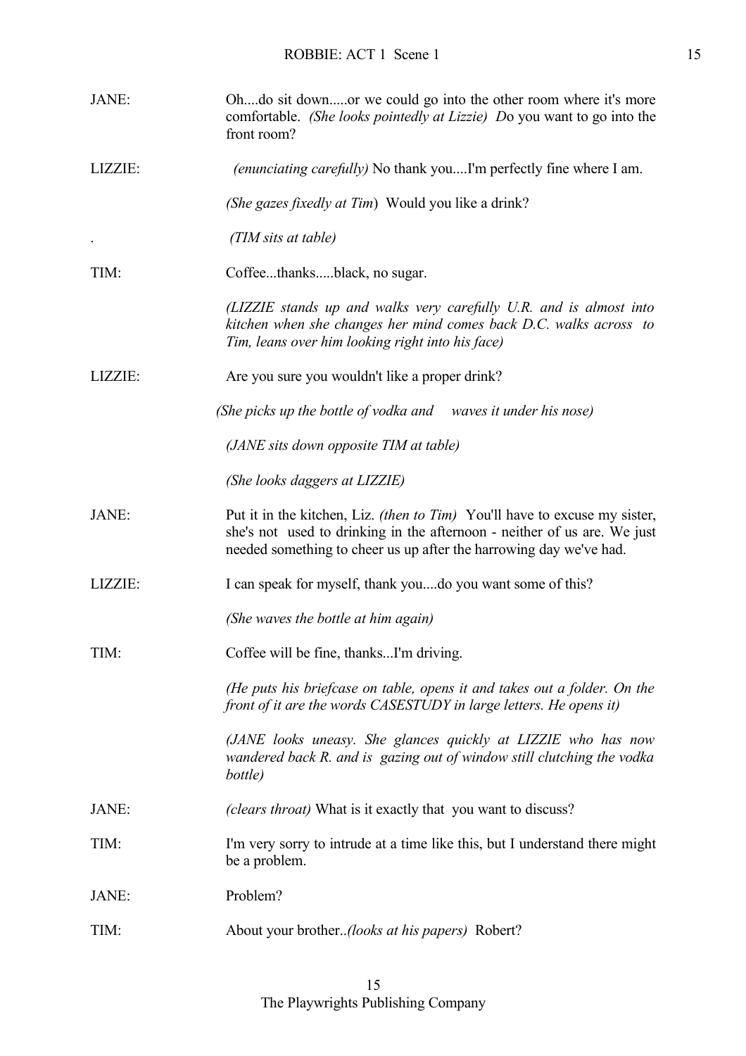JANE: Oh....do sit down.....or we could go into the other room where it's more comfortable. *(She looks pointedly at Lizzie)* Do you want to go into the front room?

LIZZIE: *(enunciating carefully)* No thank you....I'm perfectly fine where I am.

*(She gazes fixedly at Tim)* Would you like a drink?

. *(TIM sits at table)*

TIM: Coffee...thanks.....black, no sugar.

*(LIZZIE stands up and walks very carefully U.R. and is almost into kitchen when she changes her mind comes back D.C. walks across to Tim, leans over him looking right into his face)*

LIZZIE: Are you sure you wouldn't like a proper drink?

*(She picks up the bottle of vodka and waves it under his nose)*

*(JANE sits down opposite TIM at table)*

*(She looks daggers at LIZZIE)*

JANE: Put it in the kitchen, Liz. *(then to Tim)* You'll have to excuse my sister, she's not used to drinking in the afternoon - neither of us are. We just needed something to cheer us up after the harrowing day we've had.

LIZZIE: I can speak for myself, thank you....do you want some of this?

*(She waves the bottle at him again)*

TIM: Coffee will be fine, thanks...I'm driving.

*(He puts his briefcase on table, opens it and takes out a folder. On the front of it are the words CASESTUDY in large letters. He opens it)*

*(JANE looks uneasy. She glances quickly at LIZZIE who has now wandered back R. and is gazing out of window still clutching the vodka bottle)*

JANE: *(clears throat)* What is it exactly that you want to discuss?

TIM: I'm very sorry to intrude at a time like this, but I understand there might be a problem.

JANE: Problem?

TIM: About your brother..*(looks at his papers)* Robert?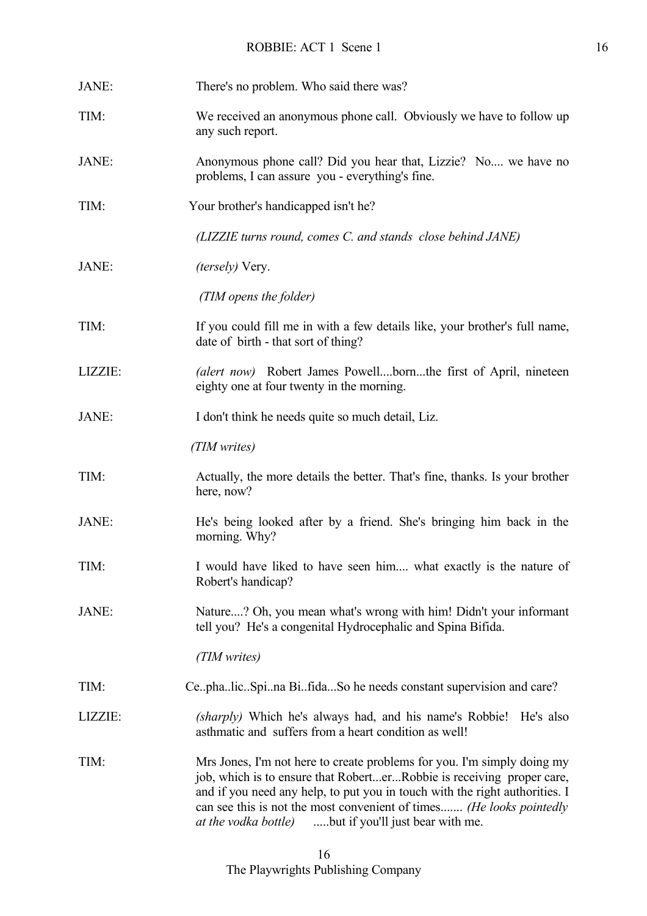JANE: There's no problem. Who said there was?

TIM: We received an anonymous phone call. Obviously we have to follow up any such report.

JANE: Anonymous phone call? Did you hear that, Lizzie? No.... we have no problems, I can assure you - everything's fine.

TIM: Your brother's handicapped isn't he?

*(LIZZIE turns round, comes C. and stands close behind JANE)*

JANE: *(tersely)* Very.

*(TIM opens the folder)*

TIM: If you could fill me in with a few details like, your brother's full name, date of birth - that sort of thing?

LIZZIE: *(alert now)* Robert James Powell....born...the first of April, nineteen eighty one at four twenty in the morning.

JANE: I don't think he needs quite so much detail, Liz.

*(TIM writes)*

TIM: Actually, the more details the better. That's fine, thanks. Is your brother here, now?

JANE: He's being looked after by a friend. She's bringing him back in the morning. Why?

TIM: I would have liked to have seen him.... what exactly is the nature of Robert's handicap?

JANE: Nature....? Oh, you mean what's wrong with him! Didn't your informant tell you? He's a congenital Hydrocephalic and Spina Bifida.

*(TIM writes)*

TIM: Ce..pha..lic..Spi..na Bi..fida...So he needs constant supervision and care?

LIZZIE: *(sharply)* Which he's always had, and his name's Robbie! He's also asthmatic and suffers from a heart condition as well!

TIM: Mrs Jones, I'm not here to create problems for you. I'm simply doing my job, which is to ensure that Robert...er...Robbie is receiving proper care, and if you need any help, to put you in touch with the right authorities. I can see this is not the most convenient of times....... *(He looks pointedly at the vodka bottle)* .....but if you'll just bear with me.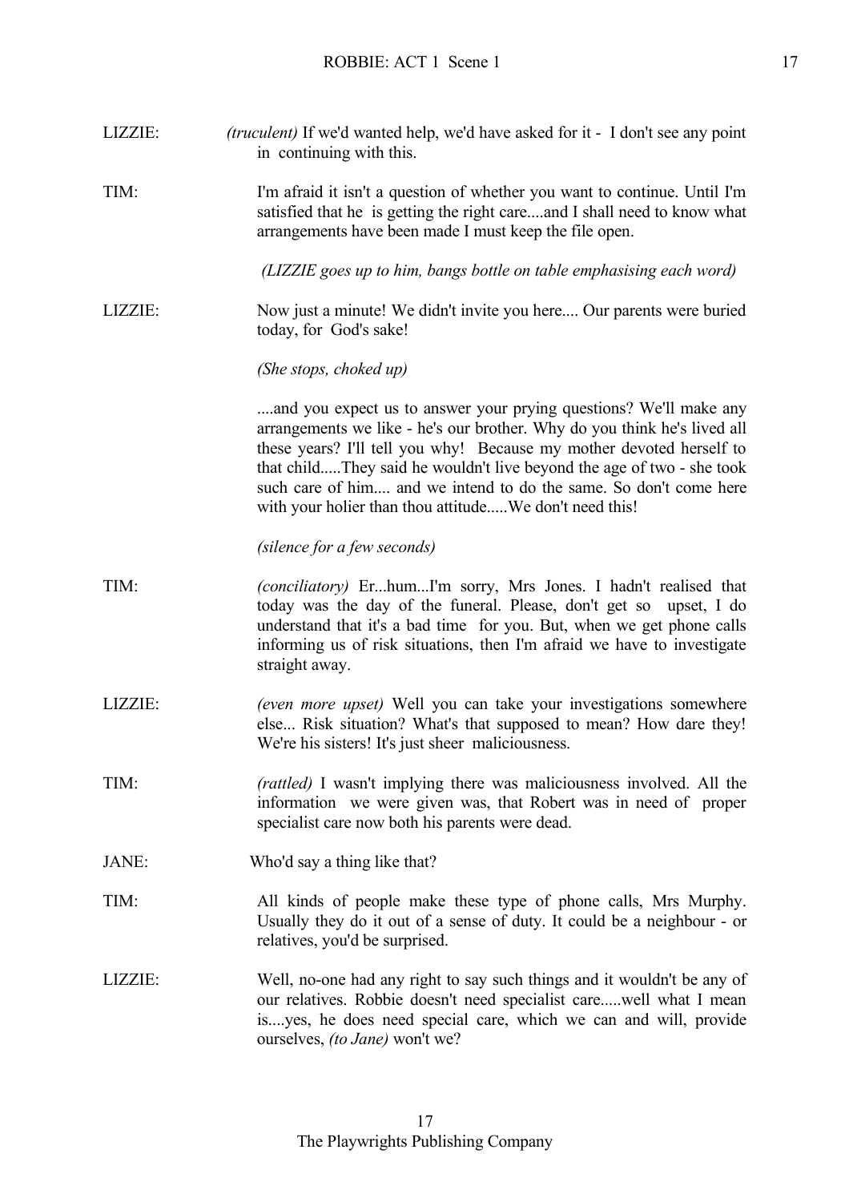LIZZIE: *(truculent)* If we'd wanted help, we'd have asked for it - I don't see any point in continuing with this.

TIM: I'm afraid it isn't a question of whether you want to continue. Until I'm satisfied that he is getting the right care....and I shall need to know what arrangements have been made I must keep the file open.

*(LIZZIE goes up to him, bangs bottle on table emphasising each word)*

LIZZIE: Now just a minute! We didn't invite you here.... Our parents were buried today, for God's sake!

*(She stops, choked up)*

....and you expect us to answer your prying questions? We'll make any arrangements we like - he's our brother. Why do you think he's lived all these years? I'll tell you why! Because my mother devoted herself to that child.....They said he wouldn't live beyond the age of two - she took such care of him.... and we intend to do the same. So don't come here with your holier than thou attitude.....We don't need this!

*(silence for a few seconds)*

TIM: *(conciliatory)* Er...hum...I'm sorry, Mrs Jones. I hadn't realised that today was the day of the funeral. Please, don't get so upset, I do understand that it's a bad time for you. But, when we get phone calls informing us of risk situations, then I'm afraid we have to investigate straight away.

LIZZIE: *(even more upset)* Well you can take your investigations somewhere else... Risk situation? What's that supposed to mean? How dare they! We're his sisters! It's just sheer maliciousness.

TIM: *(rattled)* I wasn't implying there was maliciousness involved. All the information we were given was, that Robert was in need of proper specialist care now both his parents were dead.

JANE: Who'd say a thing like that?

TIM: All kinds of people make these type of phone calls, Mrs Murphy. Usually they do it out of a sense of duty. It could be a neighbour - or relatives, you'd be surprised.

LIZZIE: Well, no-one had any right to say such things and it wouldn't be any of our relatives. Robbie doesn't need specialist care.....well what I mean is....yes, he does need special care, which we can and will, provide ourselves, *(to Jane)* won't we?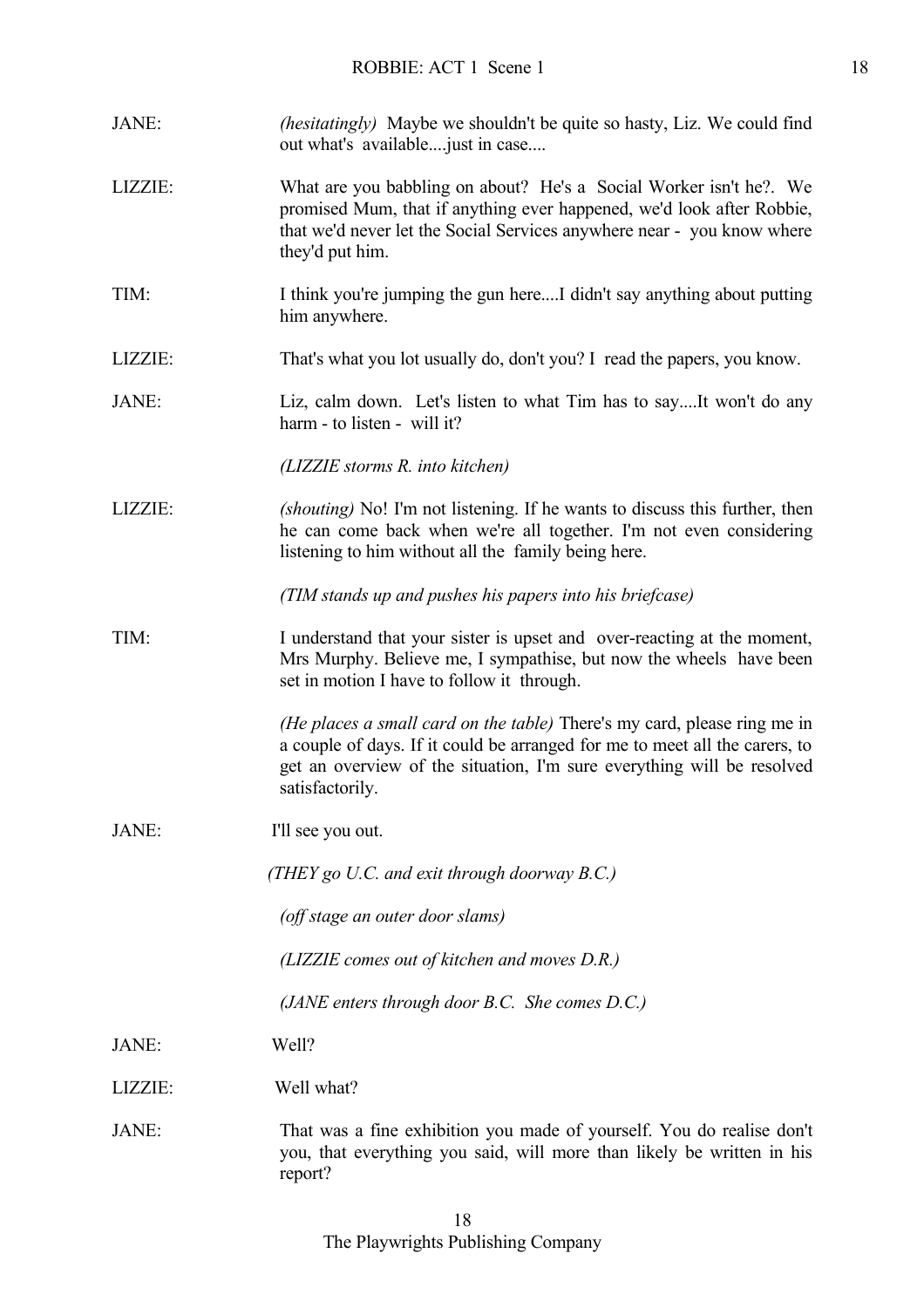JANE: *(hesitatingly)* Maybe we shouldn't be quite so hasty, Liz. We could find out what's available....just in case....

LIZZIE: What are you babbling on about? He's a Social Worker isn't he?. We promised Mum, that if anything ever happened, we'd look after Robbie, that we'd never let the Social Services anywhere near - you know where they'd put him.

TIM: I think you're jumping the gun here....I didn't say anything about putting him anywhere.

LIZZIE: That's what you lot usually do, don't you? I read the papers, you know.

JANE: Liz, calm down. Let's listen to what Tim has to say....It won't do any harm - to listen - will it?

*(LIZZIE storms R. into kitchen)*

LIZZIE: *(shouting)* No! I'm not listening. If he wants to discuss this further, then he can come back when we're all together. I'm not even considering listening to him without all the family being here.

*(TIM stands up and pushes his papers into his briefcase)*

TIM: I understand that your sister is upset and over-reacting at the moment, Mrs Murphy. Believe me, I sympathise, but now the wheels have been set in motion I have to follow it through.

*(He places a small card on the table)* There's my card, please ring me in a couple of days. If it could be arranged for me to meet all the carers, to get an overview of the situation, I'm sure everything will be resolved satisfactorily.

JANE: I'll see you out.

*(THEY go U.C. and exit through doorway B.C.)*

*(off stage an outer door slams)*

*(LIZZIE comes out of kitchen and moves D.R.)*

*(JANE enters through door B.C. She comes D.C.)*

JANE: Well?

LIZZIE: Well what?

JANE: That was a fine exhibition you made of yourself. You do realise don't you, that everything you said, will more than likely be written in his report?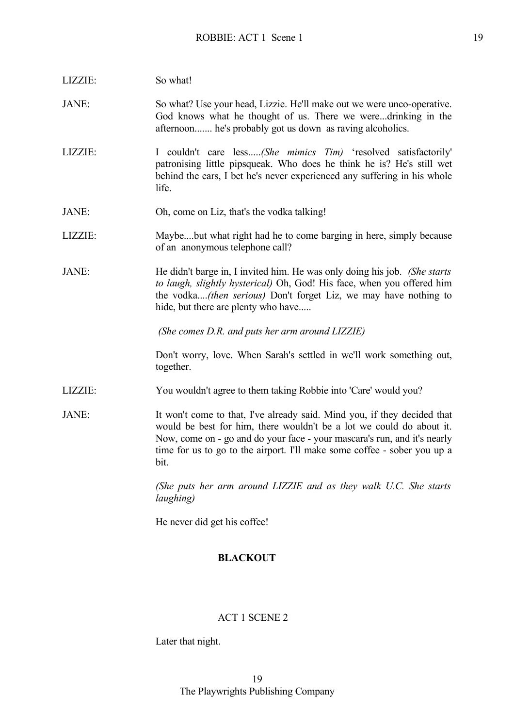LIZZIE: So what!

JANE: So what? Use your head, Lizzie. He'll make out we were unco-operative. God knows what he thought of us. There we were...drinking in the afternoon....... he's probably got us down as raving alcoholics.

LIZZIE: I couldn't care less.....*(She mimics Tim)* 'resolved satisfactorily' patronising little pipsqueak. Who does he think he is? He's still wet behind the ears, I bet he's never experienced any suffering in his whole life.

JANE: Oh, come on Liz, that's the vodka talking!

LIZZIE: Maybe....but what right had he to come barging in here, simply because of an anonymous telephone call?

JANE: He didn't barge in, I invited him. He was only doing his job. *(She starts to laugh, slightly hysterical)* Oh, God! His face, when you offered him the vodka....*(then serious)* Don't forget Liz, we may have nothing to hide, but there are plenty who have.....

*(She comes D.R. and puts her arm around LIZZIE)*

Don't worry, love. When Sarah's settled in we'll work something out, together.

LIZZIE: You wouldn't agree to them taking Robbie into 'Care' would you?

JANE: It won't come to that, I've already said. Mind you, if they decided that would be best for him, there wouldn't be a lot we could do about it. Now, come on - go and do your face - your mascara's run, and it's nearly time for us to go to the airport. I'll make some coffee - sober you up a bit.

*(She puts her arm around LIZZIE and as they walk U.C. She starts laughing)*

He never did get his coffee!

**BLACKOUT**

ACT 1 SCENE 2

Later that night.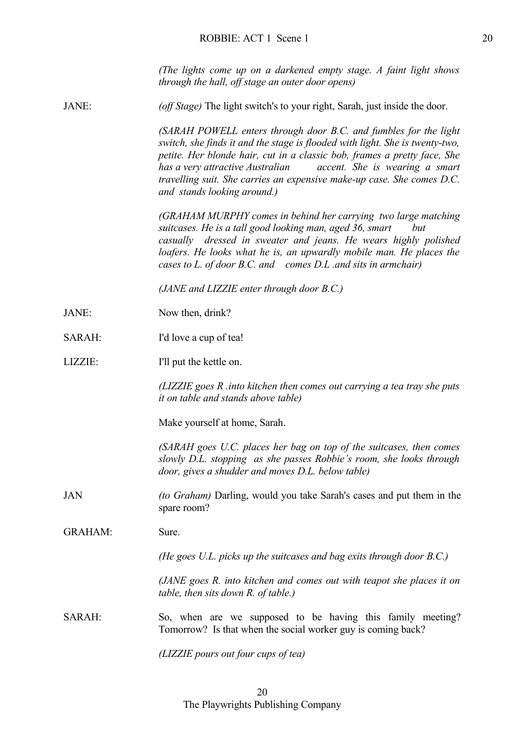*(The lights come up on a darkened empty stage. A faint light shows through the hall, off stage an outer door opens)*

JANE: *(off Stage)* The light switch's to your right, Sarah, just inside the door.

*(SARAH POWELL enters through door B.C. and fumbles for the light switch, she finds it and the stage is flooded with light. She is twenty-two, petite. Her blonde hair, cut in a classic bob, frames a pretty face, She has a very attractive Australian accent. She is wearing a smart travelling suit. She carries an expensive make-up case. She comes D.C. and stands looking around.)*

*(GRAHAM MURPHY comes in behind her carrying two large matching suitcases. He is a tall good looking man, aged 36, smart but casually dressed in sweater and jeans. He wears highly polished loafers. He looks what he is, an upwardly mobile man. He places the cases to L. of door B.C. and comes D.L .and sits in armchair)*

*(JANE and LIZZIE enter through door B.C.)*

JANE: Now then, drink?

SARAH: I'd love a cup of tea!

LIZZIE: I'll put the kettle on.

*(LIZZIE goes R .into kitchen then comes out carrying a tea tray she puts it on table and stands above table)*

Make yourself at home, Sarah.

*(SARAH goes U.C. places her bag on top of the suitcases, then comes slowly D.L. stopping as she passes Robbie's room, she looks through door, gives a shudder and moves D.L. below table)*

JAN *(to Graham)* Darling, would you take Sarah's cases and put them in the spare room?

GRAHAM: Sure.

*(He goes U.L. picks up the suitcases and bag exits through door B.C.)*

*(JANE goes R. into kitchen and comes out with teapot she places it on table, then sits down R. of table.)*

SARAH: So, when are we supposed to be having this family meeting? Tomorrow? Is that when the social worker guy is coming back?

*(LIZZIE pours out four cups of tea)*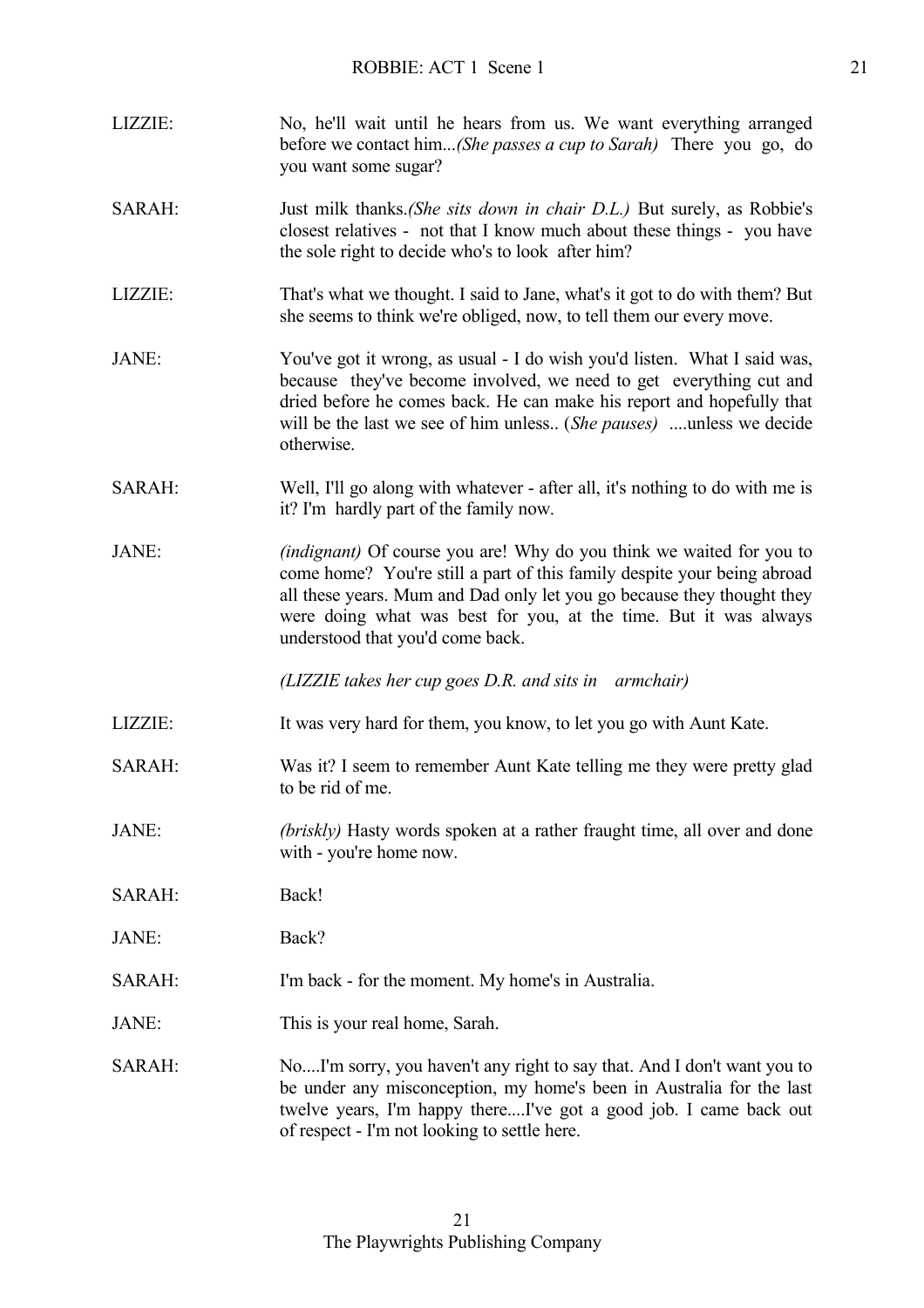LIZZIE: No, he'll wait until he hears from us. We want everything arranged before we contact him...*(She passes a cup to Sarah)* There you go, do you want some sugar?

SARAH: Just milk thanks.*(She sits down in chair D.L.)* But surely, as Robbie's closest relatives - not that I know much about these things - you have the sole right to decide who's to look after him?

LIZZIE: That's what we thought. I said to Jane, what's it got to do with them? But she seems to think we're obliged, now, to tell them our every move.

JANE: You've got it wrong, as usual - I do wish you'd listen. What I said was, because they've become involved, we need to get everything cut and dried before he comes back. He can make his report and hopefully that will be the last we see of him unless.. (*She pauses)* ....unless we decide otherwise.

SARAH: Well, I'll go along with whatever - after all, it's nothing to do with me is it? I'm hardly part of the family now.

JANE: *(indignant)* Of course you are! Why do you think we waited for you to come home? You're still a part of this family despite your being abroad all these years. Mum and Dad only let you go because they thought they were doing what was best for you, at the time. But it was always understood that you'd come back.

*(LIZZIE takes her cup goes D.R. and sits in armchair)*

LIZZIE: It was very hard for them, you know, to let you go with Aunt Kate.

SARAH: Was it? I seem to remember Aunt Kate telling me they were pretty glad to be rid of me.

JANE: *(briskly)* Hasty words spoken at a rather fraught time, all over and done with - you're home now.

SARAH: Back!

JANE: Back?

SARAH: I'm back - for the moment. My home's in Australia.

JANE: This is your real home, Sarah.

SARAH: No....I'm sorry, you haven't any right to say that. And I don't want you to be under any misconception, my home's been in Australia for the last twelve years, I'm happy there....I've got a good job. I came back out of respect - I'm not looking to settle here.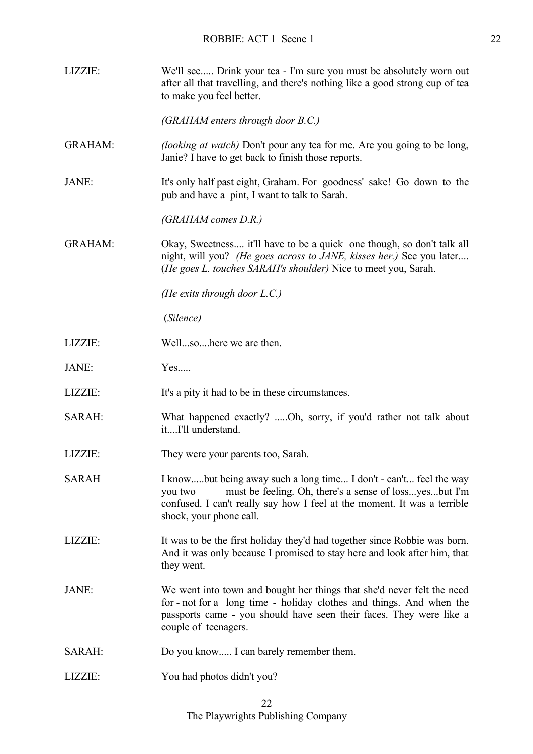LIZZIE: We'll see..... Drink your tea - I'm sure you must be absolutely worn out after all that travelling, and there's nothing like a good strong cup of tea to make you feel better.

*(GRAHAM enters through door B.C.)*

GRAHAM: *(looking at watch)* Don't pour any tea for me. Are you going to be long, Janie? I have to get back to finish those reports.

JANE: It's only half past eight, Graham. For goodness' sake! Go down to the pub and have a pint, I want to talk to Sarah.

*(GRAHAM comes D.R.)*

GRAHAM: Okay, Sweetness.... it'll have to be a quick one though, so don't talk all night, will you? *(He goes across to JANE, kisses her.)* See you later.... (*He goes L. touches SARAH's shoulder)* Nice to meet you, Sarah.

*(He exits through door L.C.)*

(*Silence)*

LIZZIE: Well...so....here we are then.

JANE: Yes.....

LIZZIE: It's a pity it had to be in these circumstances.

SARAH: What happened exactly? .....Oh, sorry, if you'd rather not talk about it....I'll understand.

LIZZIE: They were your parents too, Sarah.

SARAH I know.....but being away such a long time... I don't - can't... feel the way you two must be feeling. Oh, there's a sense of loss...yes...but I'm confused. I can't really say how I feel at the moment. It was a terrible shock, your phone call.

LIZZIE: It was to be the first holiday they'd had together since Robbie was born. And it was only because I promised to stay here and look after him, that they went.

JANE: We went into town and bought her things that she'd never felt the need for - not for a long time - holiday clothes and things. And when the passports came - you should have seen their faces. They were like a couple of teenagers.

SARAH: Do you know..... I can barely remember them.

LIZZIE: You had photos didn't you?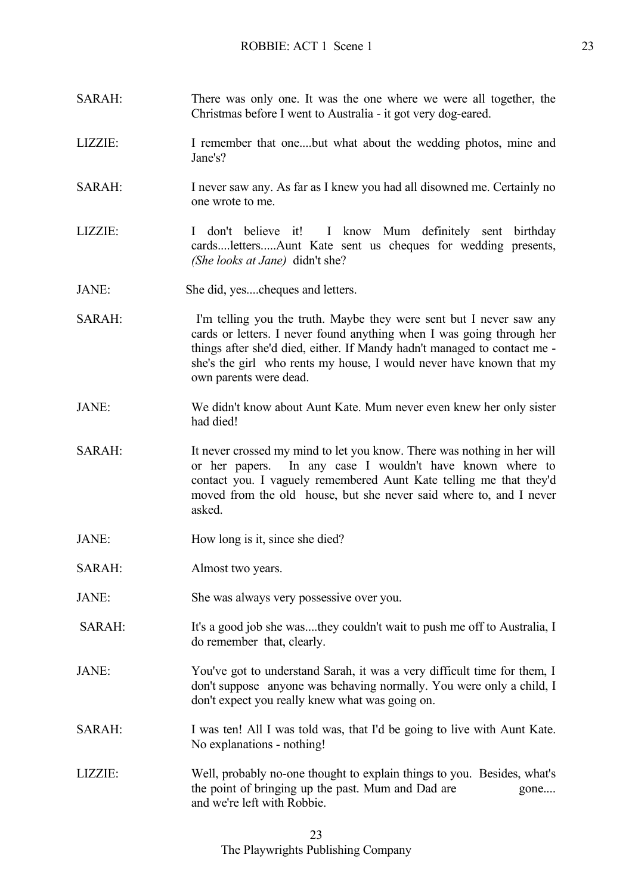SARAH: There was only one. It was the one where we were all together, the Christmas before I went to Australia - it got very dog-eared.

LIZZIE: I remember that one....but what about the wedding photos, mine and Jane's?

SARAH: I never saw any. As far as I knew you had all disowned me. Certainly no one wrote to me.

LIZZIE: I don't believe it! I know Mum definitely sent birthday cards....letters.....Aunt Kate sent us cheques for wedding presents, *(She looks at Jane)* didn't she?

JANE: She did, yes....cheques and letters.

SARAH: I'm telling you the truth. Maybe they were sent but I never saw any cards or letters. I never found anything when I was going through her things after she'd died, either. If Mandy hadn't managed to contact me - she's the girl who rents my house, I would never have known that my own parents were dead.

JANE: We didn't know about Aunt Kate. Mum never even knew her only sister had died!

SARAH: It never crossed my mind to let you know. There was nothing in her will or her papers. In any case I wouldn't have known where to contact you. I vaguely remembered Aunt Kate telling me that they'd moved from the old house, but she never said where to, and I never asked.

JANE: How long is it, since she died?

SARAH: Almost two years.

JANE: She was always very possessive over you.

SARAH: It's a good job she was....they couldn't wait to push me off to Australia, I do remember that, clearly.

JANE: You've got to understand Sarah, it was a very difficult time for them, I don't suppose anyone was behaving normally. You were only a child, I don't expect you really knew what was going on.

SARAH: I was ten! All I was told was, that I'd be going to live with Aunt Kate. No explanations - nothing!

LIZZIE: Well, probably no-one thought to explain things to you. Besides, what's the point of bringing up the past. Mum and Dad are gone.... and we're left with Robbie.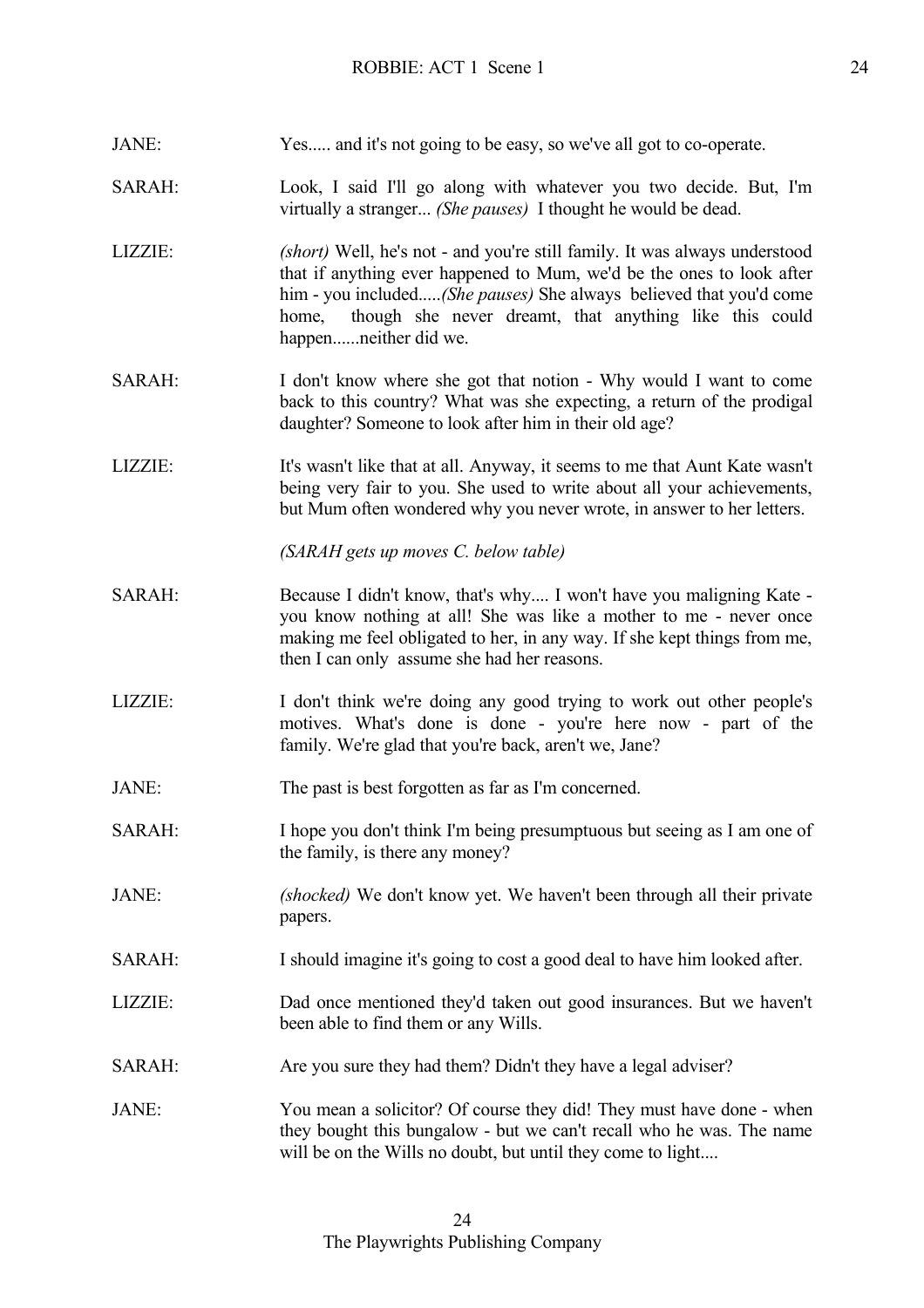JANE: Yes..... and it's not going to be easy, so we've all got to co-operate.

SARAH: Look, I said I'll go along with whatever you two decide. But, I'm virtually a stranger... *(She pauses)* I thought he would be dead.

LIZZIE: *(short)* Well, he's not - and you're still family. It was always understood that if anything ever happened to Mum, we'd be the ones to look after him - you included.....*(She pauses)* She always believed that you'd come home, though she never dreamt, that anything like this could happen......neither did we.

SARAH: I don't know where she got that notion - Why would I want to come back to this country? What was she expecting, a return of the prodigal daughter? Someone to look after him in their old age?

LIZZIE: It's wasn't like that at all. Anyway, it seems to me that Aunt Kate wasn't being very fair to you. She used to write about all your achievements, but Mum often wondered why you never wrote, in answer to her letters.

*(SARAH gets up moves C. below table)*

SARAH: Because I didn't know, that's why.... I won't have you maligning Kate - you know nothing at all! She was like a mother to me - never once making me feel obligated to her, in any way. If she kept things from me, then I can only assume she had her reasons.

LIZZIE: I don't think we're doing any good trying to work out other people's motives. What's done is done - you're here now - part of the family. We're glad that you're back, aren't we, Jane?

JANE: The past is best forgotten as far as I'm concerned.

SARAH: I hope you don't think I'm being presumptuous but seeing as I am one of the family, is there any money?

JANE: *(shocked)* We don't know yet. We haven't been through all their private papers.

SARAH: I should imagine it's going to cost a good deal to have him looked after.

LIZZIE: Dad once mentioned they'd taken out good insurances. But we haven't been able to find them or any Wills.

SARAH: Are you sure they had them? Didn't they have a legal adviser?

JANE: You mean a solicitor? Of course they did! They must have done - when they bought this bungalow - but we can't recall who he was. The name will be on the Wills no doubt, but until they come to light....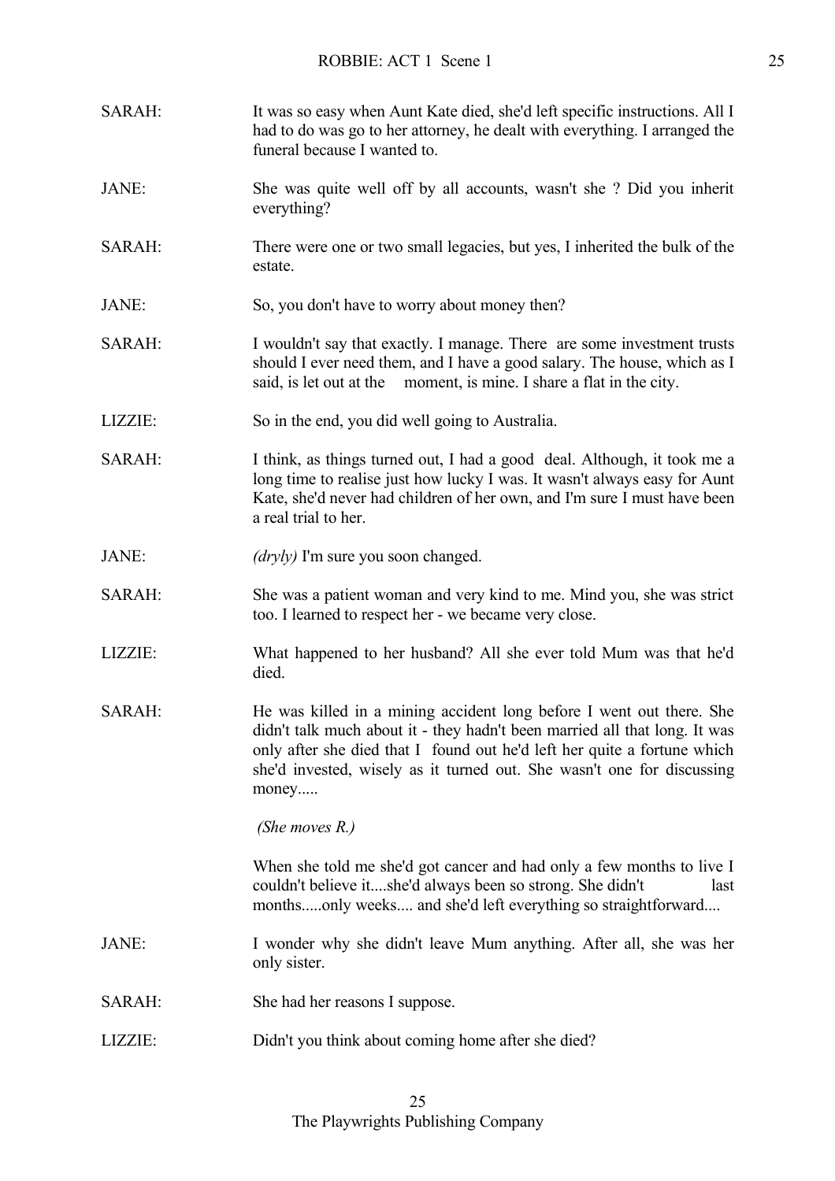SARAH: It was so easy when Aunt Kate died, she'd left specific instructions. All I had to do was go to her attorney, he dealt with everything. I arranged the funeral because I wanted to.

JANE: She was quite well off by all accounts, wasn't she ? Did you inherit everything?

SARAH: There were one or two small legacies, but yes, I inherited the bulk of the estate.

JANE: So, you don't have to worry about money then?

SARAH: I wouldn't say that exactly. I manage. There are some investment trusts should I ever need them, and I have a good salary. The house, which as I said, is let out at the moment, is mine. I share a flat in the city.

LIZZIE: So in the end, you did well going to Australia.

SARAH: I think, as things turned out, I had a good deal. Although, it took me a long time to realise just how lucky I was. It wasn't always easy for Aunt Kate, she'd never had children of her own, and I'm sure I must have been a real trial to her.

JANE: *(dryly)* I'm sure you soon changed.

SARAH: She was a patient woman and very kind to me. Mind you, she was strict too. I learned to respect her - we became very close.

LIZZIE: What happened to her husband? All she ever told Mum was that he'd died.

SARAH: He was killed in a mining accident long before I went out there. She didn't talk much about it - they hadn't been married all that long. It was only after she died that I found out he'd left her quite a fortune which she'd invested, wisely as it turned out. She wasn't one for discussing money.....

*(She moves R.)*

When she told me she'd got cancer and had only a few months to live I couldn't believe it....she'd always been so strong. She didn't last months.....only weeks.... and she'd left everything so straightforward....

JANE: I wonder why she didn't leave Mum anything. After all, she was her only sister.

SARAH: She had her reasons I suppose.

LIZZIE: Didn't you think about coming home after she died?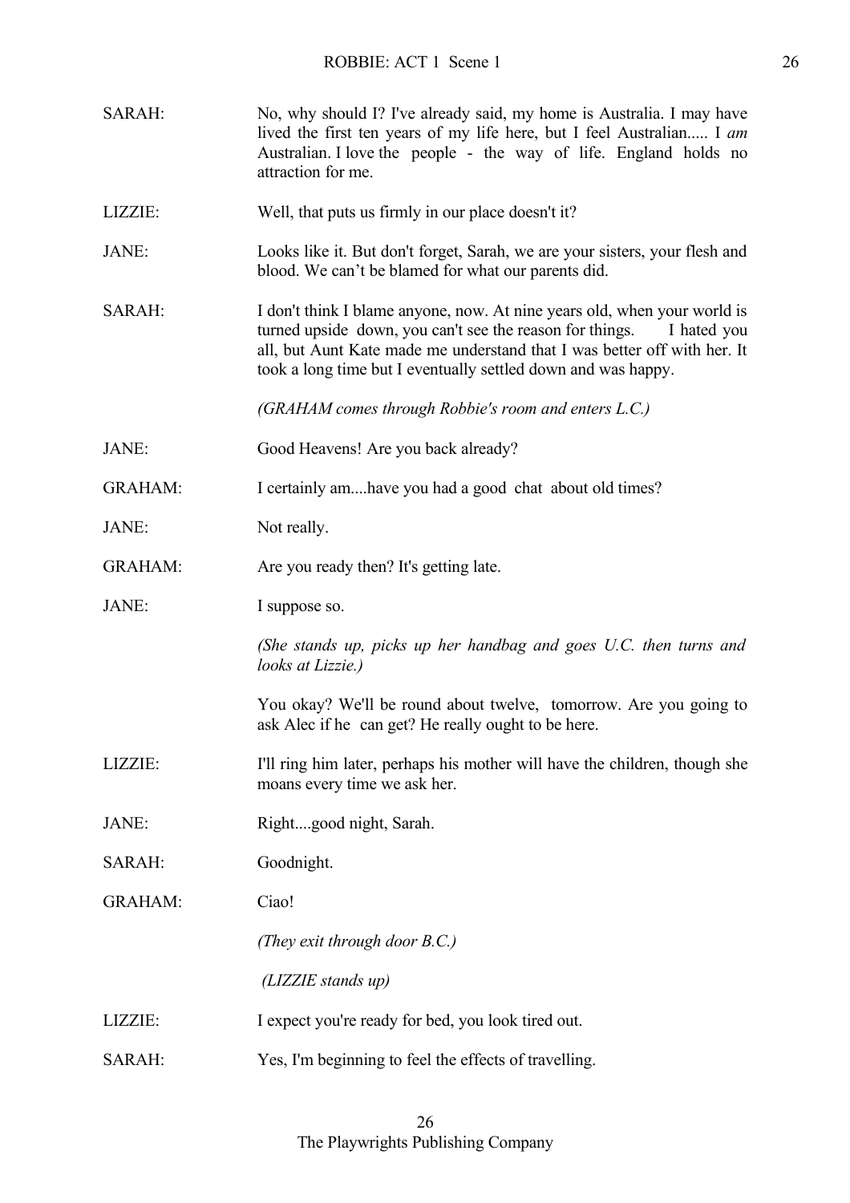SARAH: No, why should I? I've already said, my home is Australia. I may have lived the first ten years of my life here, but I feel Australian..... I *am* Australian. I love the people - the way of life. England holds no attraction for me.

LIZZIE: Well, that puts us firmly in our place doesn't it?

JANE: Looks like it. But don't forget, Sarah, we are your sisters, your flesh and blood. We can't be blamed for what our parents did.

SARAH: I don't think I blame anyone, now. At nine years old, when your world is turned upside down, you can't see the reason for things. I hated you all, but Aunt Kate made me understand that I was better off with her. It took a long time but I eventually settled down and was happy.

*(GRAHAM comes through Robbie's room and enters L.C.)*

JANE: Good Heavens! Are you back already?

GRAHAM: I certainly am....have you had a good chat about old times?

JANE: Not really.

GRAHAM: Are you ready then? It's getting late.

JANE: I suppose so.

*(She stands up, picks up her handbag and goes U.C. then turns and looks at Lizzie.)*

You okay? We'll be round about twelve, tomorrow. Are you going to ask Alec if he can get? He really ought to be here.

LIZZIE: I'll ring him later, perhaps his mother will have the children, though she moans every time we ask her.

JANE: Right....good night, Sarah.

SARAH: Goodnight.

GRAHAM: Ciao!

*(They exit through door B.C.)*

*(LIZZIE stands up)*

LIZZIE: I expect you're ready for bed, you look tired out.

SARAH: Yes, I'm beginning to feel the effects of travelling.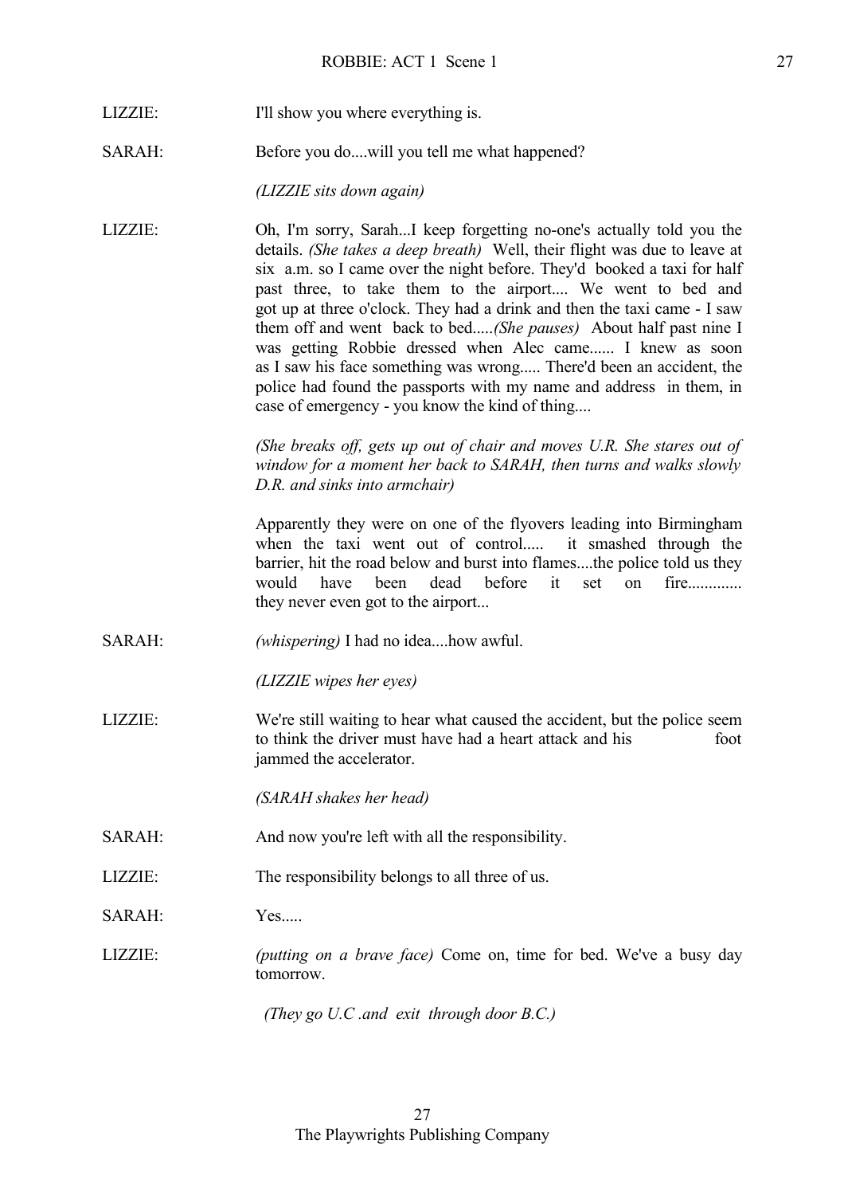LIZZIE: I'll show you where everything is.

SARAH: Before you do....will you tell me what happened?

*(LIZZIE sits down again)*

LIZZIE: Oh, I'm sorry, Sarah...I keep forgetting no-one's actually told you the details. *(She takes a deep breath)* Well, their flight was due to leave at six a.m. so I came over the night before. They'd booked a taxi for half past three, to take them to the airport.... We went to bed and got up at three o'clock. They had a drink and then the taxi came - I saw them off and went back to bed.....*(She pauses)* About half past nine I was getting Robbie dressed when Alec came...... I knew as soon as I saw his face something was wrong..... There'd been an accident, the police had found the passports with my name and address in them, in case of emergency - you know the kind of thing....

*(She breaks off, gets up out of chair and moves U.R. She stares out of window for a moment her back to SARAH, then turns and walks slowly D.R. and sinks into armchair)*

Apparently they were on one of the flyovers leading into Birmingham when the taxi went out of control..... it smashed through the barrier, hit the road below and burst into flames....the police told us they would have been dead before it set on fire............. they never even got to the airport...

SARAH: *(whispering)* I had no idea....how awful.

*(LIZZIE wipes her eyes)*

LIZZIE: We're still waiting to hear what caused the accident, but the police seem to think the driver must have had a heart attack and his foot jammed the accelerator.

*(SARAH shakes her head)*

SARAH: And now you're left with all the responsibility.

LIZZIE: The responsibility belongs to all three of us.

SARAH: Yes.....

LIZZIE: *(putting on a brave face)* Come on, time for bed. We've a busy day tomorrow.

*(They go U.C .and exit through door B.C.)*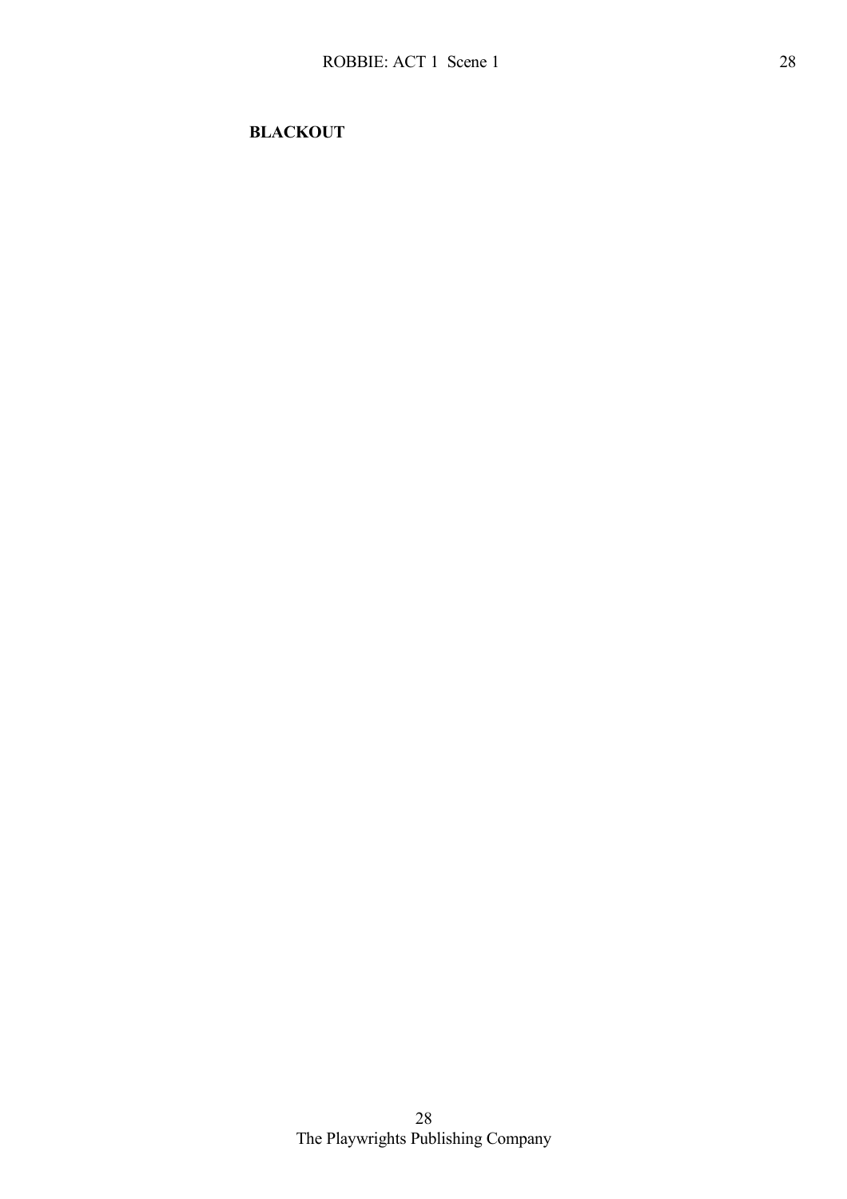**BLACKOUT**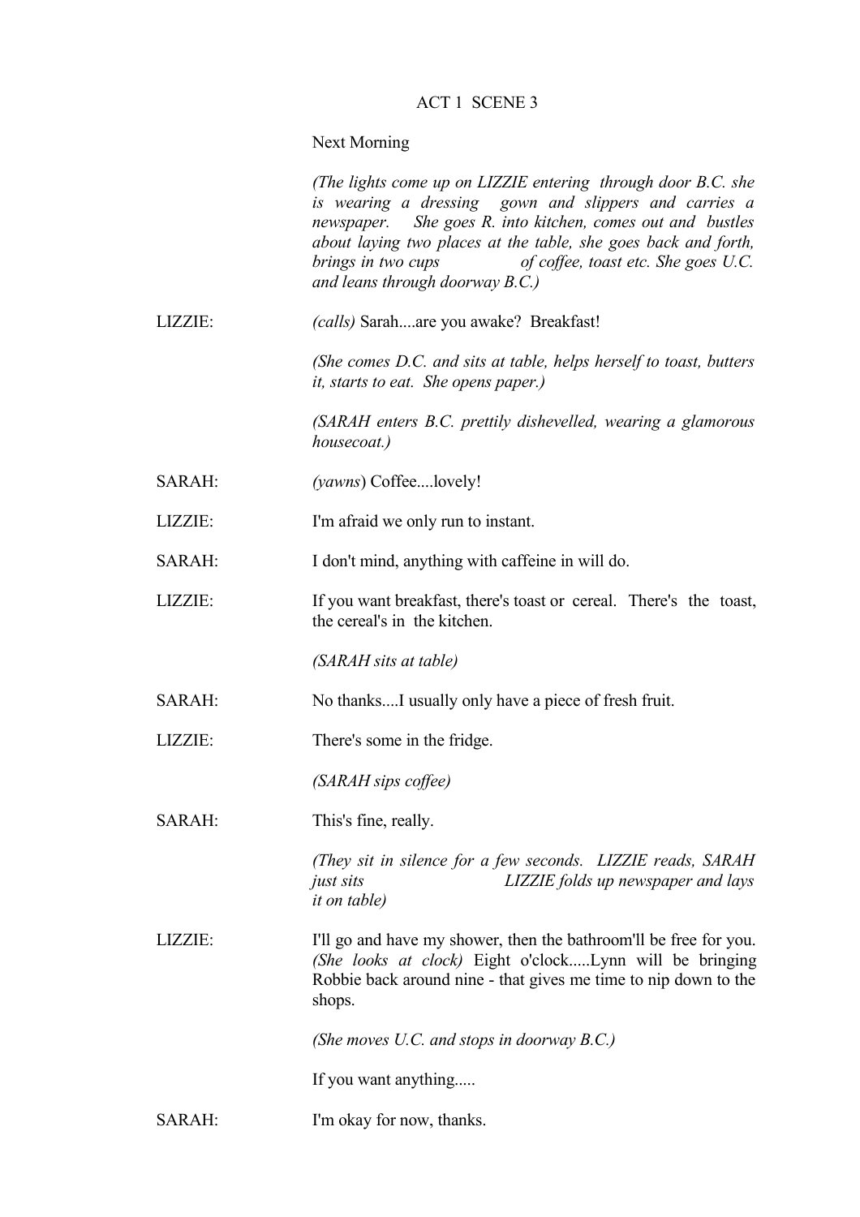ACT 1 SCENE 3

Next Morning

*(The lights come up on LIZZIE entering through door B.C. she is wearing a dressing gown and slippers and carries a newspaper. She goes R. into kitchen, comes out and bustles about laying two places at the table, she goes back and forth, brings in two cups of coffee, toast etc. She goes U.C. and leans through doorway B.C.)*

LIZZIE: *(calls)* Sarah....are you awake? Breakfast!

*(She comes D.C. and sits at table, helps herself to toast, butters it, starts to eat. She opens paper.)*

*(SARAH enters B.C. prettily dishevelled, wearing a glamorous housecoat.)*

SARAH: *(yawns)* Coffee....lovely!

LIZZIE: I'm afraid we only run to instant.

SARAH: I don't mind, anything with caffeine in will do.

LIZZIE: If you want breakfast, there's toast or cereal. There's the toast, the cereal's in the kitchen.

*(SARAH sits at table)*

SARAH: No thanks....I usually only have a piece of fresh fruit.

LIZZIE: There's some in the fridge.

*(SARAH sips coffee)*

SARAH: This's fine, really.

*(They sit in silence for a few seconds. LIZZIE reads, SARAH just sits LIZZIE folds up newspaper and lays it on table)*

LIZZIE: I'll go and have my shower, then the bathroom'll be free for you. *(She looks at clock)* Eight o'clock.....Lynn will be bringing Robbie back around nine - that gives me time to nip down to the shops.

*(She moves U.C. and stops in doorway B.C.)*

If you want anything.....

SARAH: I'm okay for now, thanks.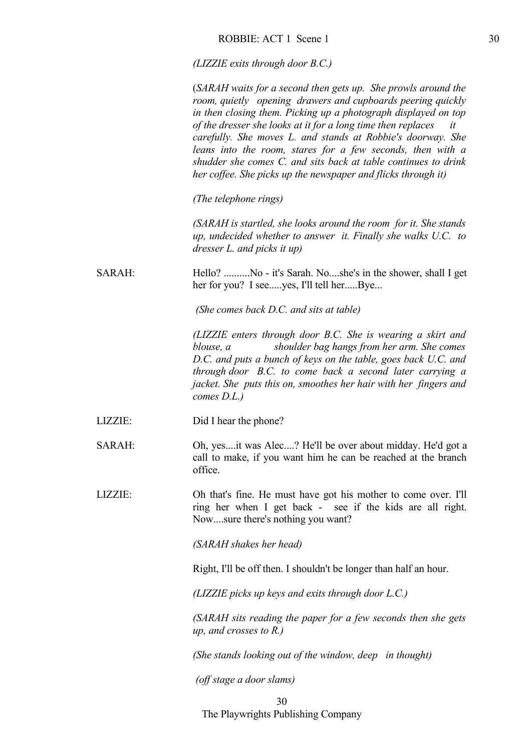*(LIZZIE exits through door B.C.)*

*(SARAH waits for a second then gets up. She prowls around the room, quietly opening drawers and cupboards peering quickly in then closing them. Picking up a photograph displayed on top of the dresser she looks at it for a long time then replaces it carefully. She moves L. and stands at Robbie's doorway. She leans into the room, stares for a few seconds, then with a shudder she comes C. and sits back at table continues to drink her coffee. She picks up the newspaper and flicks through it)*

*(The telephone rings)*

*(SARAH is startled, she looks around the room for it. She stands up, undecided whether to answer it. Finally she walks U.C. to dresser L. and picks it up)*

SARAH: Hello? ..........No - it's Sarah. No....she's in the shower, shall I get her for you? I see.....yes, I'll tell her.....Bye...

*(She comes back D.C. and sits at table)*

*(LIZZIE enters through door B.C. She is wearing a skirt and blouse, a shoulder bag hangs from her arm. She comes D.C. and puts a bunch of keys on the table, goes back U.C. and through door B.C. to come back a second later carrying a jacket. She puts this on, smoothes her hair with her fingers and comes D.L.)*

LIZZIE: Did I hear the phone?

SARAH: Oh, yes....it was Alec....? He'll be over about midday. He'd got a call to make, if you want him he can be reached at the branch office.

LIZZIE: Oh that's fine. He must have got his mother to come over. I'll ring her when I get back - see if the kids are all right. Now....sure there's nothing you want?

*(SARAH shakes her head)*

Right, I'll be off then. I shouldn't be longer than half an hour.

*(LIZZIE picks up keys and exits through door L.C.)*

*(SARAH sits reading the paper for a few seconds then she gets up, and crosses to R.)*

*(She stands looking out of the window, deep in thought)*

*(off stage a door slams)*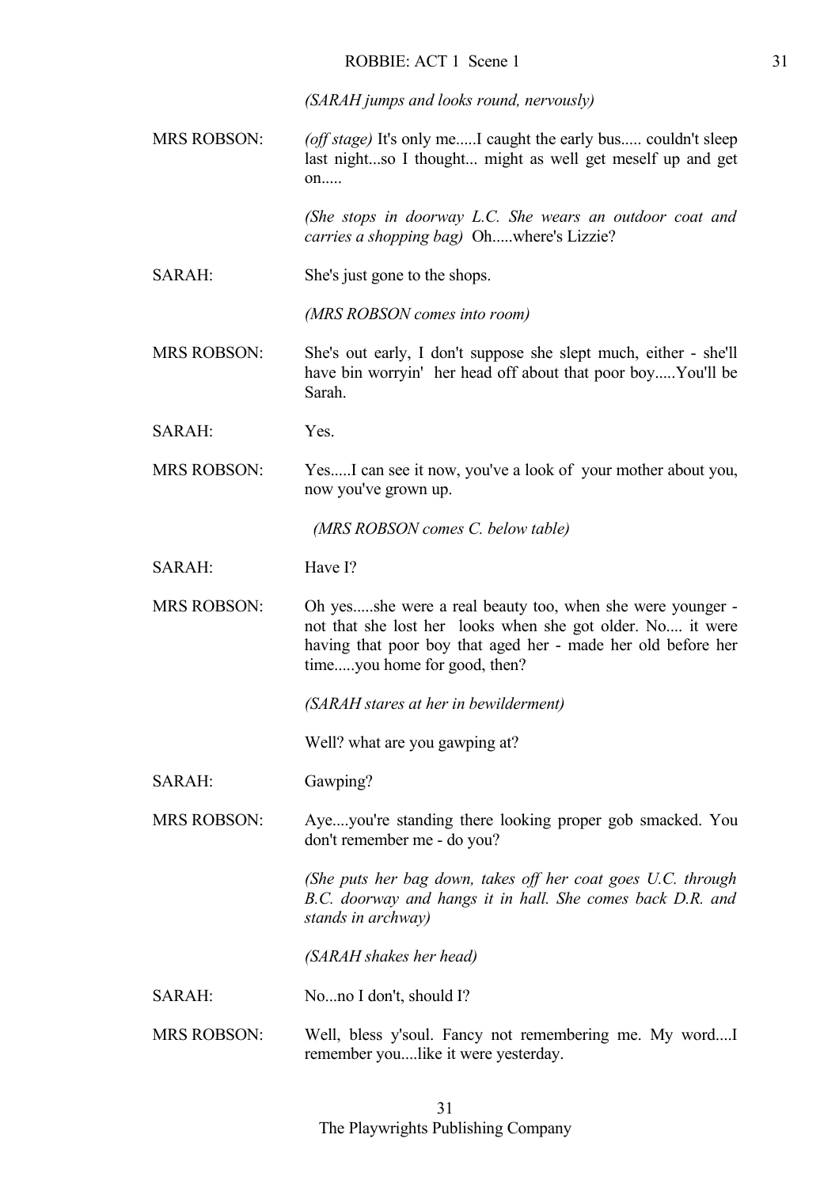*(SARAH jumps and looks round, nervously)*

MRS ROBSON: *(off stage)* It's only me.....I caught the early bus..... couldn't sleep last night...so I thought... might as well get meself up and get on.....

*(She stops in doorway L.C. She wears an outdoor coat and carries a shopping bag)* Oh.....where's Lizzie?

SARAH: She's just gone to the shops.

*(MRS ROBSON comes into room)*

MRS ROBSON: She's out early, I don't suppose she slept much, either - she'll have bin worryin' her head off about that poor boy.....You'll be Sarah.

SARAH: Yes.

MRS ROBSON: Yes.....I can see it now, you've a look of your mother about you, now you've grown up.

*(MRS ROBSON comes C. below table)*

SARAH: Have I?

MRS ROBSON: Oh yes.....she were a real beauty too, when she were younger - not that she lost her looks when she got older. No.... it were having that poor boy that aged her - made her old before her time.....you home for good, then?

*(SARAH stares at her in bewilderment)*

Well? what are you gawping at?

SARAH: Gawping?

MRS ROBSON: Aye....you're standing there looking proper gob smacked. You don't remember me - do you?

*(She puts her bag down, takes off her coat goes U.C. through B.C. doorway and hangs it in hall. She comes back D.R. and stands in archway)*

*(SARAH shakes her head)*

SARAH: No...no I don't, should I?

MRS ROBSON: Well, bless y'soul. Fancy not remembering me. My word....I remember you....like it were yesterday.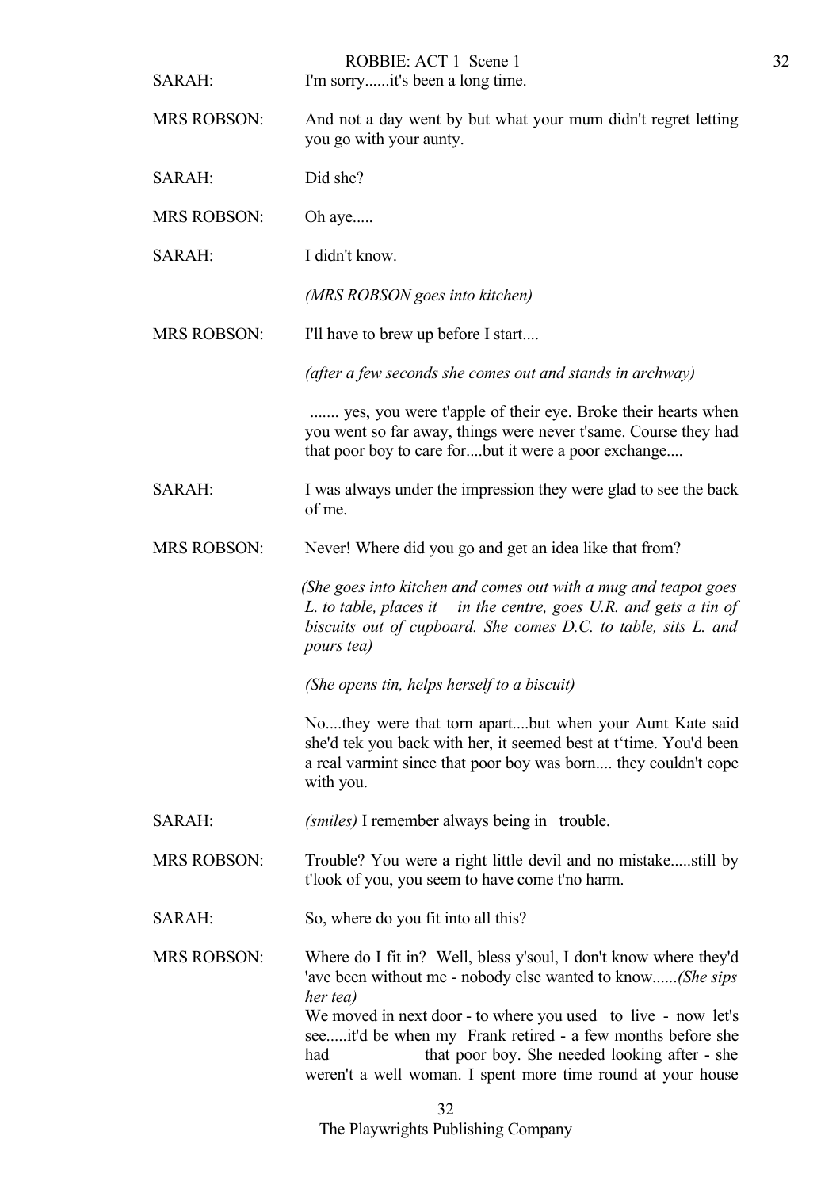SARAH: I'm sorry......it's been a long time.

MRS ROBSON: And not a day went by but what your mum didn't regret letting you go with your aunty.

SARAH: Did she?

MRS ROBSON: Oh aye.....

SARAH: I didn't know.

*(MRS ROBSON goes into kitchen)*

MRS ROBSON: I'll have to brew up before I start....

*(after a few seconds she comes out and stands in archway)*

....... yes, you were t'apple of their eye. Broke their hearts when you went so far away, things were never t'same. Course they had that poor boy to care for....but it were a poor exchange....

SARAH: I was always under the impression they were glad to see the back of me.

MRS ROBSON: Never! Where did you go and get an idea like that from?

*(She goes into kitchen and comes out with a mug and teapot goes L. to table, places it in the centre, goes U.R. and gets a tin of biscuits out of cupboard. She comes D.C. to table, sits L. and pours tea)*

*(She opens tin, helps herself to a biscuit)*

No....they were that torn apart....but when your Aunt Kate said she'd tek you back with her, it seemed best at t'time. You'd been a real varmint since that poor boy was born.... they couldn't cope with you.

SARAH: *(smiles)* I remember always being in trouble.

MRS ROBSON: Trouble? You were a right little devil and no mistake.....still by t'look of you, you seem to have come t'no harm.

SARAH: So, where do you fit into all this?

MRS ROBSON: Where do I fit in? Well, bless y'soul, I don't know where they'd 'ave been without me - nobody else wanted to know......*(She sips her tea)*
We moved in next door - to where you used to live - now let's see.....it'd be when my Frank retired - a few months before she had that poor boy. She needed looking after - she weren't a well woman. I spent more time round at your house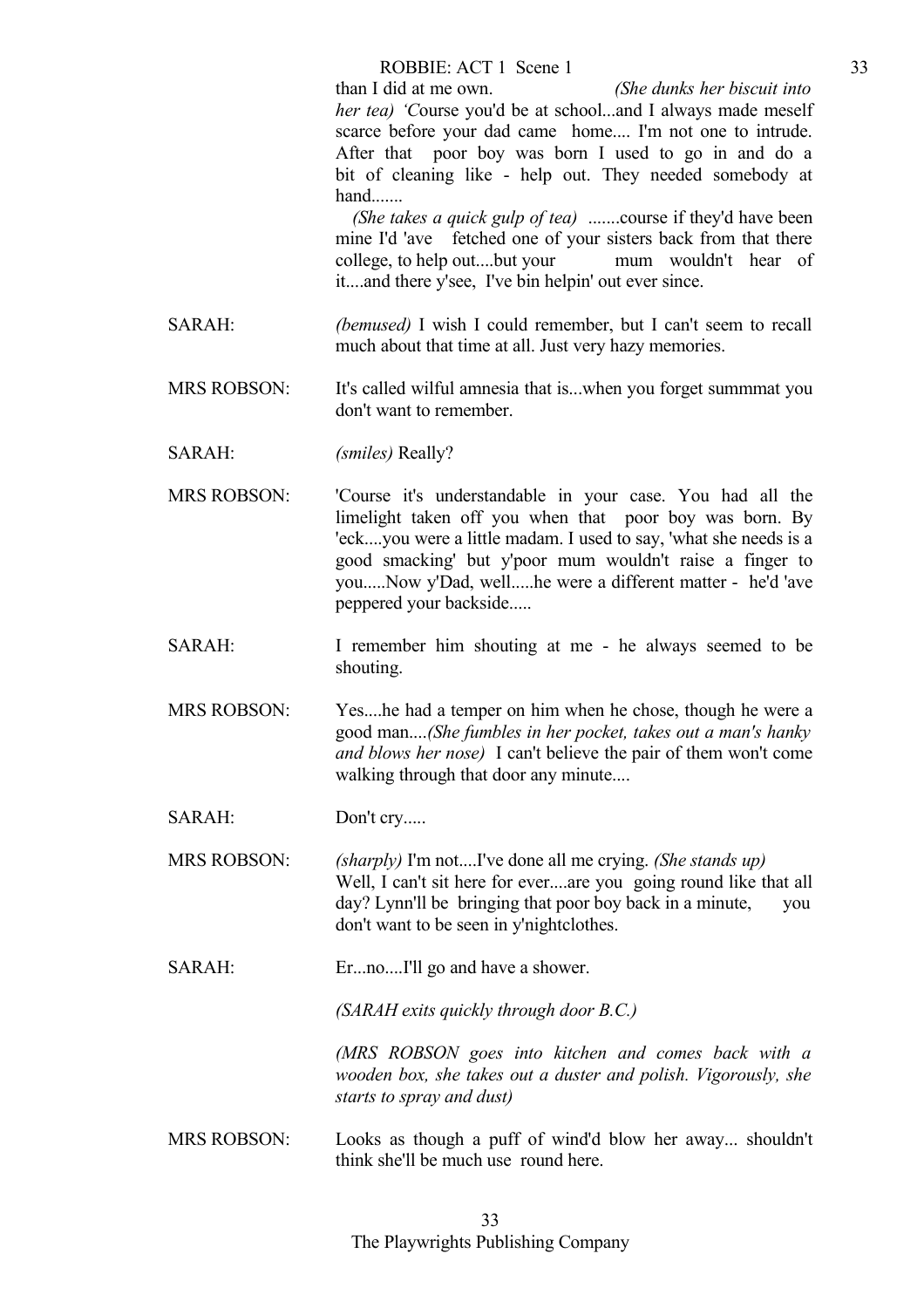than I did at me own. *(She dunks her biscuit into her tea) 'C*ourse you'd be at school...and I always made meself scarce before your dad came home.... I'm not one to intrude. After that poor boy was born I used to go in and do a bit of cleaning like - help out. They needed somebody at hand.......

*(She takes a quick gulp of tea)* .......course if they'd have been mine I'd 'ave fetched one of your sisters back from that there college, to help out....but your mum wouldn't hear of it....and there y'see, I've bin helpin' out ever since.

SARAH: *(bemused)* I wish I could remember, but I can't seem to recall much about that time at all. Just very hazy memories.

MRS ROBSON: It's called wilful amnesia that is...when you forget summmat you don't want to remember.

SARAH: *(smiles)* Really?

MRS ROBSON: 'Course it's understandable in your case. You had all the limelight taken off you when that poor boy was born. By 'eck....you were a little madam. I used to say, 'what she needs is a good smacking' but y'poor mum wouldn't raise a finger to you.....Now y'Dad, well.....he were a different matter - he'd 'ave peppered your backside.....

SARAH: I remember him shouting at me - he always seemed to be shouting.

MRS ROBSON: Yes....he had a temper on him when he chose, though he were a good man....*(She fumbles in her pocket, takes out a man's hanky and blows her nose)* I can't believe the pair of them won't come walking through that door any minute....

SARAH: Don't cry.....

MRS ROBSON: *(sharply)* I'm not....I've done all me crying. *(She stands up)* Well, I can't sit here for ever....are you going round like that all day? Lynn'll be bringing that poor boy back in a minute, you don't want to be seen in y'nightclothes.

SARAH: Er...no....I'll go and have a shower.

*(SARAH exits quickly through door B.C.)*

*(MRS ROBSON goes into kitchen and comes back with a wooden box, she takes out a duster and polish. Vigorously, she starts to spray and dust)*

MRS ROBSON: Looks as though a puff of wind'd blow her away... shouldn't think she'll be much use round here.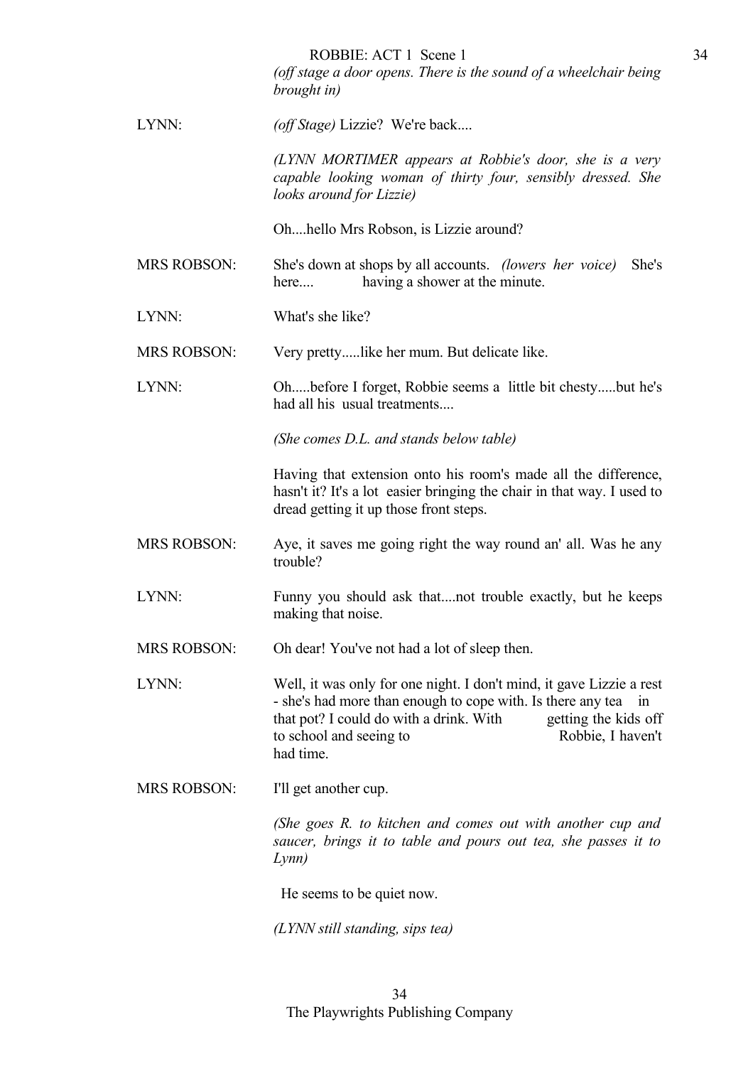*(off stage a door opens. There is the sound of a wheelchair being brought in)*

LYNN: *(off Stage)* Lizzie? We're back....

*(LYNN MORTIMER appears at Robbie's door, she is a very capable looking woman of thirty four, sensibly dressed. She looks around for Lizzie)*

Oh....hello Mrs Robson, is Lizzie around?

MRS ROBSON: She's down at shops by all accounts. *(lowers her voice)* She's here.... having a shower at the minute.

LYNN: What's she like?

MRS ROBSON: Very pretty.....like her mum. But delicate like.

LYNN: Oh.....before I forget, Robbie seems a little bit chesty.....but he's had all his usual treatments....

*(She comes D.L. and stands below table)*

Having that extension onto his room's made all the difference, hasn't it? It's a lot easier bringing the chair in that way. I used to dread getting it up those front steps.

MRS ROBSON: Aye, it saves me going right the way round an' all. Was he any trouble?

LYNN: Funny you should ask that....not trouble exactly, but he keeps making that noise.

MRS ROBSON: Oh dear! You've not had a lot of sleep then.

LYNN: Well, it was only for one night. I don't mind, it gave Lizzie a rest - she's had more than enough to cope with. Is there any tea in that pot? I could do with a drink. With getting the kids off to school and seeing to Robbie, I haven't had time.

MRS ROBSON: I'll get another cup.

*(She goes R. to kitchen and comes out with another cup and saucer, brings it to table and pours out tea, she passes it to Lynn)*

He seems to be quiet now.

*(LYNN still standing, sips tea)*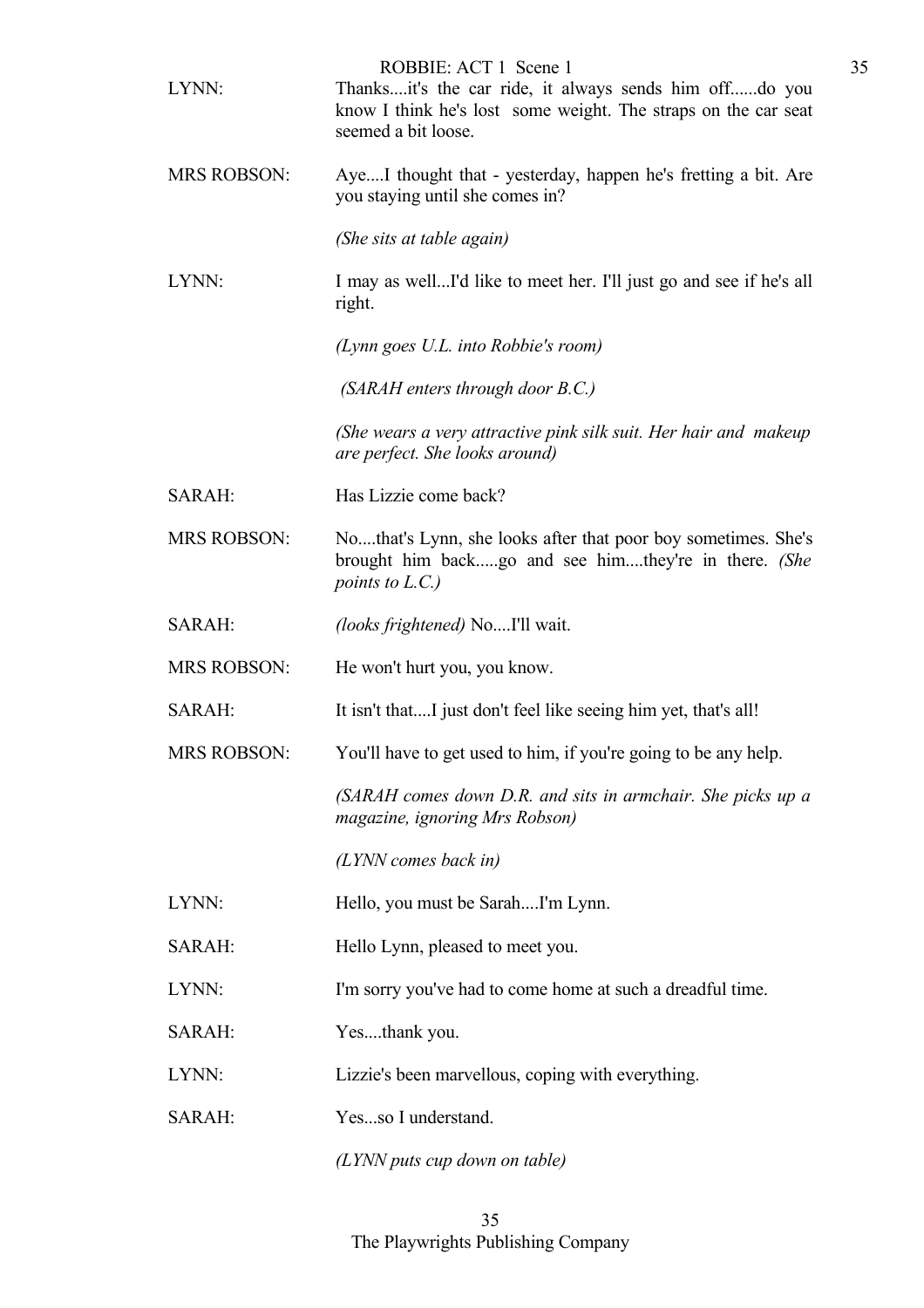LYNN: Thanks....it's the car ride, it always sends him off......do you know I think he's lost some weight. The straps on the car seat seemed a bit loose.

MRS ROBSON: Aye....I thought that - yesterday, happen he's fretting a bit. Are you staying until she comes in?

*(She sits at table again)*

LYNN: I may as well...I'd like to meet her. I'll just go and see if he's all right.

*(Lynn goes U.L. into Robbie's room)*

*(SARAH enters through door B.C.)*

*(She wears a very attractive pink silk suit. Her hair and makeup are perfect. She looks around)*

SARAH: Has Lizzie come back?

MRS ROBSON: No....that's Lynn, she looks after that poor boy sometimes. She's brought him back.....go and see him....they're in there. *(She points to L.C.)*

SARAH: *(looks frightened)* No....I'll wait.

MRS ROBSON: He won't hurt you, you know.

SARAH: It isn't that....I just don't feel like seeing him yet, that's all!

MRS ROBSON: You'll have to get used to him, if you're going to be any help.

*(SARAH comes down D.R. and sits in armchair. She picks up a magazine, ignoring Mrs Robson)*

*(LYNN comes back in)*

LYNN: Hello, you must be Sarah....I'm Lynn.

SARAH: Hello Lynn, pleased to meet you.

LYNN: I'm sorry you've had to come home at such a dreadful time.

SARAH: Yes....thank you.

LYNN: Lizzie's been marvellous, coping with everything.

SARAH: Yes...so I understand.

*(LYNN puts cup down on table)*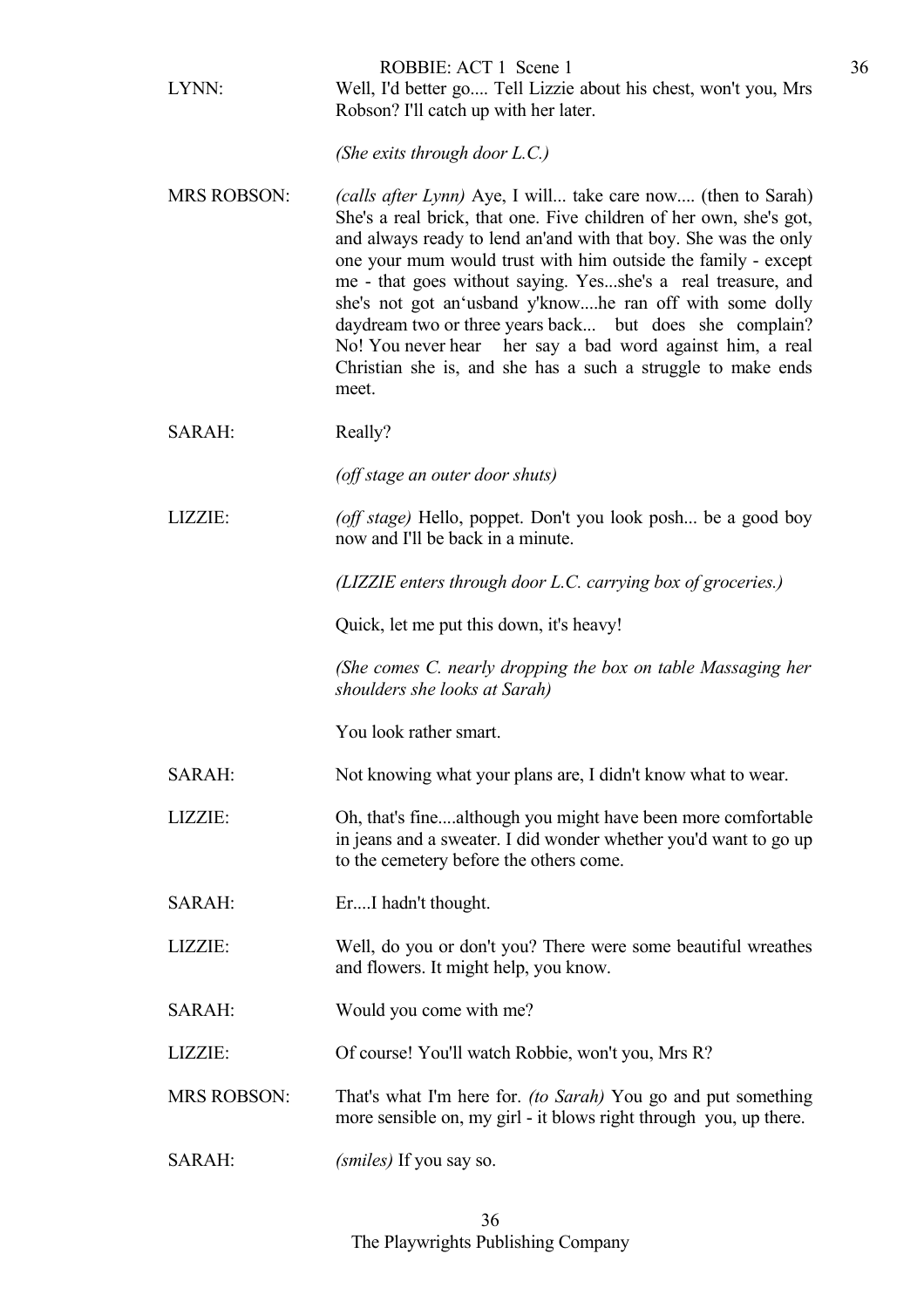LYNN: Well, I'd better go.... Tell Lizzie about his chest, won't you, Mrs Robson? I'll catch up with her later.

*(She exits through door L.C.)*

MRS ROBSON: *(calls after Lynn)* Aye, I will... take care now.... (then to Sarah) She's a real brick, that one. Five children of her own, she's got, and always ready to lend an'and with that boy. She was the only one your mum would trust with him outside the family - except me - that goes without saying. Yes...she's a real treasure, and she's not got an'usband y'know....he ran off with some dolly daydream two or three years back... but does she complain? No! You never hear her say a bad word against him, a real Christian she is, and she has a such a struggle to make ends meet.

SARAH: Really?

*(off stage an outer door shuts)*

LIZZIE: *(off stage)* Hello, poppet. Don't you look posh... be a good boy now and I'll be back in a minute.

*(LIZZIE enters through door L.C. carrying box of groceries.)*

Quick, let me put this down, it's heavy!

*(She comes C. nearly dropping the box on table Massaging her shoulders she looks at Sarah)*

You look rather smart.

SARAH: Not knowing what your plans are, I didn't know what to wear.

LIZZIE: Oh, that's fine....although you might have been more comfortable in jeans and a sweater. I did wonder whether you'd want to go up to the cemetery before the others come.

SARAH: Er....I hadn't thought.

LIZZIE: Well, do you or don't you? There were some beautiful wreathes and flowers. It might help, you know.

SARAH: Would you come with me?

LIZZIE: Of course! You'll watch Robbie, won't you, Mrs R?

MRS ROBSON: That's what I'm here for. *(to Sarah)* You go and put something more sensible on, my girl - it blows right through you, up there.

SARAH: *(smiles)* If you say so.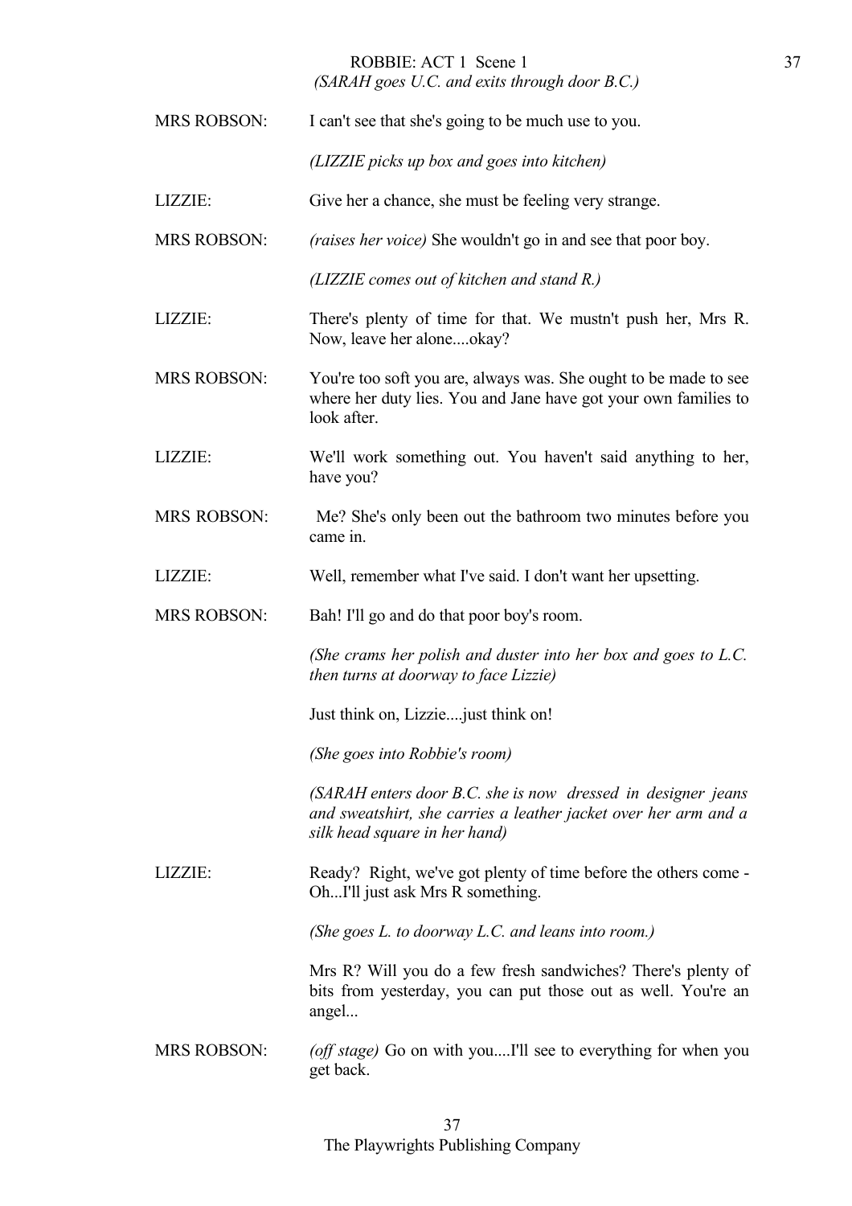*(SARAH goes U.C. and exits through door B.C.)*

MRS ROBSON: I can't see that she's going to be much use to you.

*(LIZZIE picks up box and goes into kitchen)*

LIZZIE: Give her a chance, she must be feeling very strange.

MRS ROBSON: *(raises her voice)* She wouldn't go in and see that poor boy.

*(LIZZIE comes out of kitchen and stand R.)*

LIZZIE: There's plenty of time for that. We mustn't push her, Mrs R. Now, leave her alone....okay?

MRS ROBSON: You're too soft you are, always was. She ought to be made to see where her duty lies. You and Jane have got your own families to look after.

LIZZIE: We'll work something out. You haven't said anything to her, have you?

MRS ROBSON: Me? She's only been out the bathroom two minutes before you came in.

LIZZIE: Well, remember what I've said. I don't want her upsetting.

MRS ROBSON: Bah! I'll go and do that poor boy's room.

*(She crams her polish and duster into her box and goes to L.C. then turns at doorway to face Lizzie)*

Just think on, Lizzie....just think on!

*(She goes into Robbie's room)*

*(SARAH enters door B.C. she is now dressed in designer jeans and sweatshirt, she carries a leather jacket over her arm and a silk head square in her hand)*

LIZZIE: Ready? Right, we've got plenty of time before the others come - Oh...I'll just ask Mrs R something.

*(She goes L. to doorway L.C. and leans into room.)*

Mrs R? Will you do a few fresh sandwiches? There's plenty of bits from yesterday, you can put those out as well. You're an angel...

MRS ROBSON: *(off stage)* Go on with you....I'll see to everything for when you get back.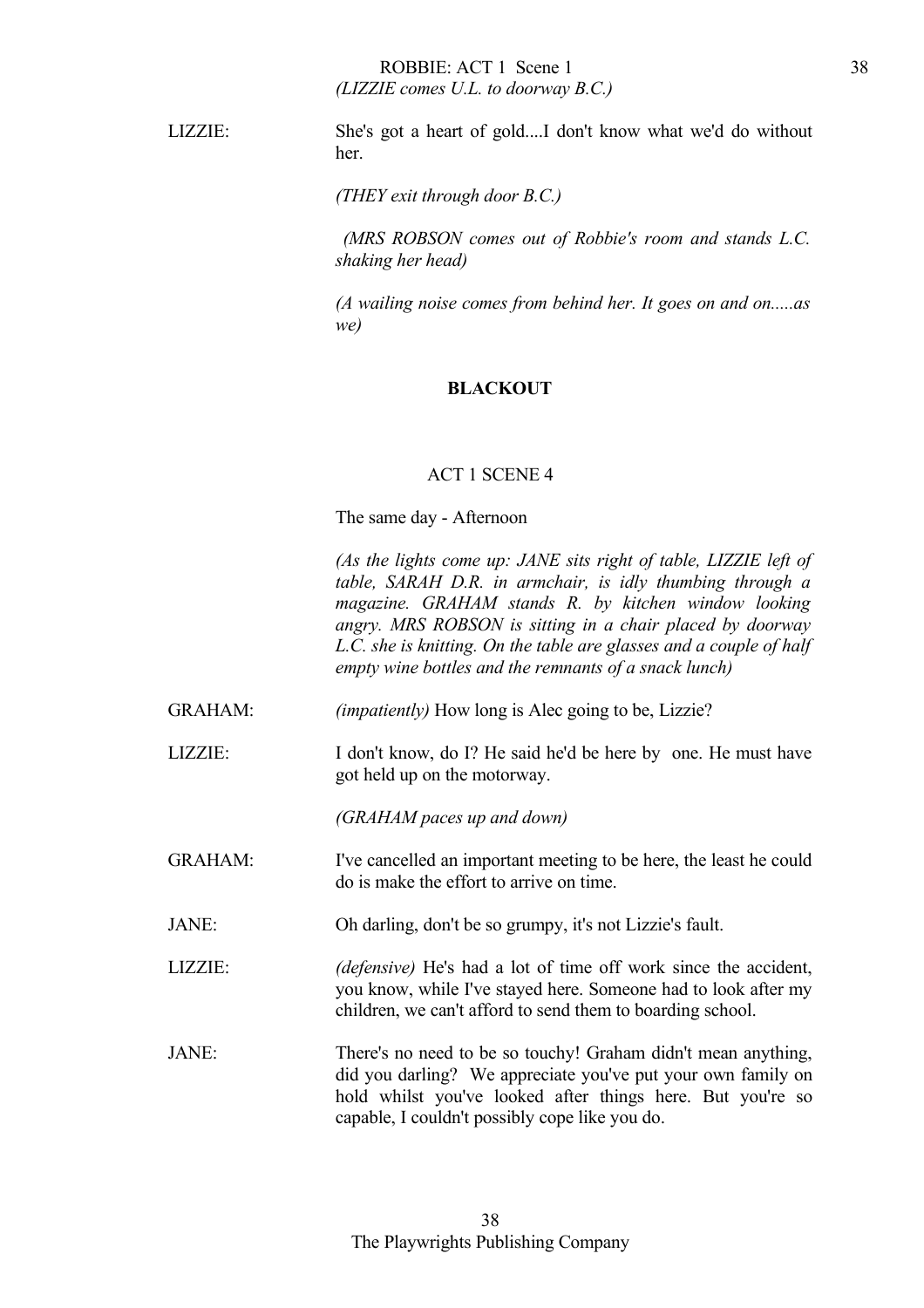*(LIZZIE comes U.L. to doorway B.C.)*

LIZZIE: She's got a heart of gold....I don't know what we'd do without her.

*(THEY exit through door B.C.)*

*(MRS ROBSON comes out of Robbie's room and stands L.C. shaking her head)*

*(A wailing noise comes from behind her. It goes on and on.....as we)*

**BLACKOUT**

## ACT 1 SCENE 4

The same day - Afternoon

*(As the lights come up: JANE sits right of table, LIZZIE left of table, SARAH D.R. in armchair, is idly thumbing through a magazine. GRAHAM stands R. by kitchen window looking angry. MRS ROBSON is sitting in a chair placed by doorway L.C. she is knitting. On the table are glasses and a couple of half empty wine bottles and the remnants of a snack lunch)*

GRAHAM: *(impatiently)* How long is Alec going to be, Lizzie?

LIZZIE: I don't know, do I? He said he'd be here by one. He must have got held up on the motorway.

*(GRAHAM paces up and down)*

GRAHAM: I've cancelled an important meeting to be here, the least he could do is make the effort to arrive on time.

JANE: Oh darling, don't be so grumpy, it's not Lizzie's fault.

LIZZIE: *(defensive)* He's had a lot of time off work since the accident, you know, while I've stayed here. Someone had to look after my children, we can't afford to send them to boarding school.

JANE: There's no need to be so touchy! Graham didn't mean anything, did you darling? We appreciate you've put your own family on hold whilst you've looked after things here. But you're so capable, I couldn't possibly cope like you do.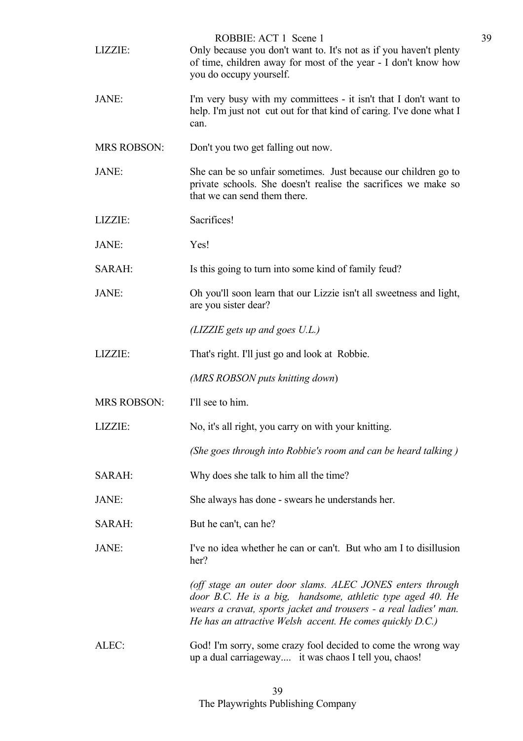LIZZIE: Only because you don't want to. It's not as if you haven't plenty of time, children away for most of the year - I don't know how you do occupy yourself.

JANE: I'm very busy with my committees - it isn't that I don't want to help. I'm just not cut out for that kind of caring. I've done what I can.

MRS ROBSON: Don't you two get falling out now.

JANE: She can be so unfair sometimes. Just because our children go to private schools. She doesn't realise the sacrifices we make so that we can send them there.

LIZZIE: Sacrifices!

JANE: Yes!

SARAH: Is this going to turn into some kind of family feud?

JANE: Oh you'll soon learn that our Lizzie isn't all sweetness and light, are you sister dear?

*(LIZZIE gets up and goes U.L.)*

LIZZIE: That's right. I'll just go and look at Robbie.

*(MRS ROBSON puts knitting down)*

MRS ROBSON: I'll see to him.

LIZZIE: No, it's all right, you carry on with your knitting.

*(She goes through into Robbie's room and can be heard talking )*

SARAH: Why does she talk to him all the time?

JANE: She always has done - swears he understands her.

SARAH: But he can't, can he?

JANE: I've no idea whether he can or can't. But who am I to disillusion her?

*(off stage an outer door slams. ALEC JONES enters through door B.C. He is a big, handsome, athletic type aged 40. He wears a cravat, sports jacket and trousers - a real ladies' man. He has an attractive Welsh accent. He comes quickly D.C.)*

ALEC: God! I'm sorry, some crazy fool decided to come the wrong way up a dual carriageway.... it was chaos I tell you, chaos!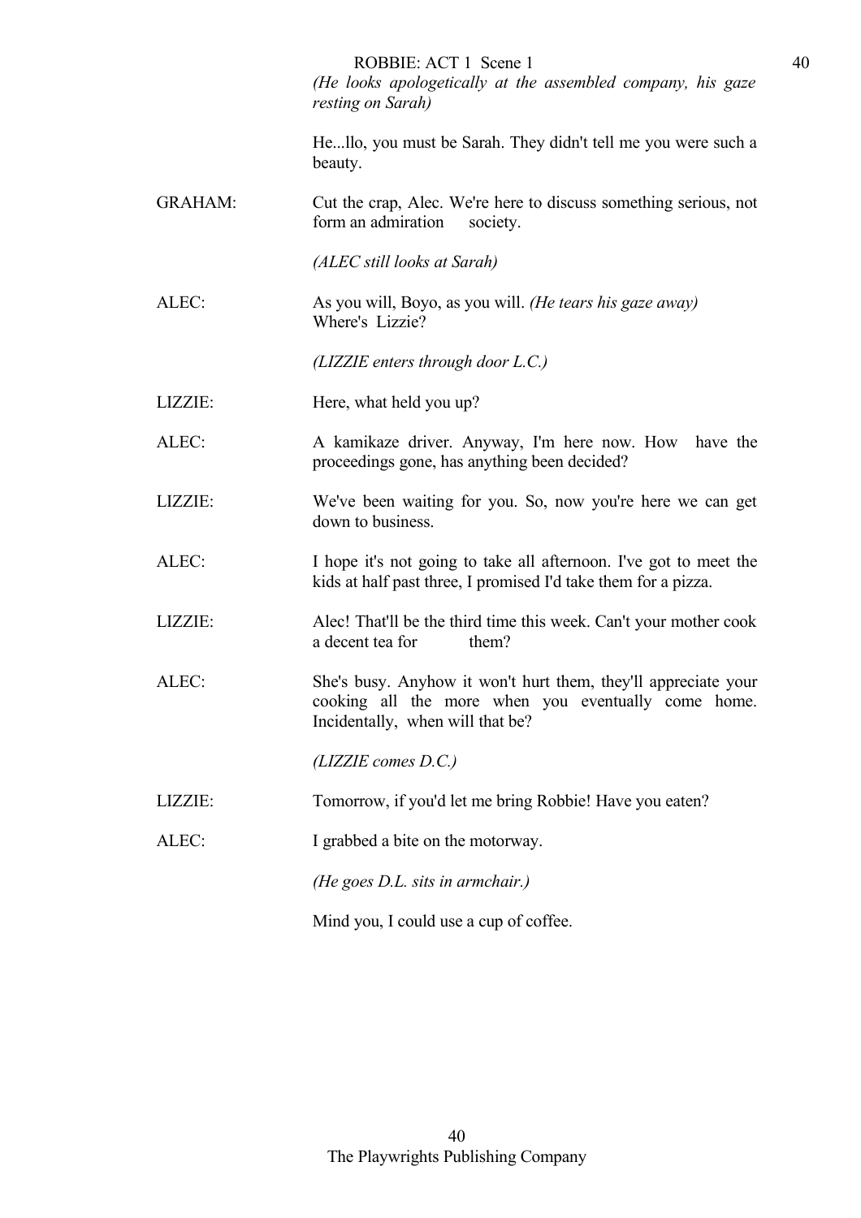*(He looks apologetically at the assembled company, his gaze resting on Sarah)*

He...llo, you must be Sarah. They didn't tell me you were such a beauty.

GRAHAM: Cut the crap, Alec. We're here to discuss something serious, not form an admiration society.

*(ALEC still looks at Sarah)*

ALEC: As you will, Boyo, as you will. *(He tears his gaze away)* Where's Lizzie?

*(LIZZIE enters through door L.C.)*

LIZZIE: Here, what held you up?

ALEC: A kamikaze driver. Anyway, I'm here now. How have the proceedings gone, has anything been decided?

LIZZIE: We've been waiting for you. So, now you're here we can get down to business.

ALEC: I hope it's not going to take all afternoon. I've got to meet the kids at half past three, I promised I'd take them for a pizza.

LIZZIE: Alec! That'll be the third time this week. Can't your mother cook a decent tea for them?

ALEC: She's busy. Anyhow it won't hurt them, they'll appreciate your cooking all the more when you eventually come home. Incidentally, when will that be?

*(LIZZIE comes D.C.)*

LIZZIE: Tomorrow, if you'd let me bring Robbie! Have you eaten?

ALEC: I grabbed a bite on the motorway.

*(He goes D.L. sits in armchair.)*

Mind you, I could use a cup of coffee.

The Playwrights Publishing Company